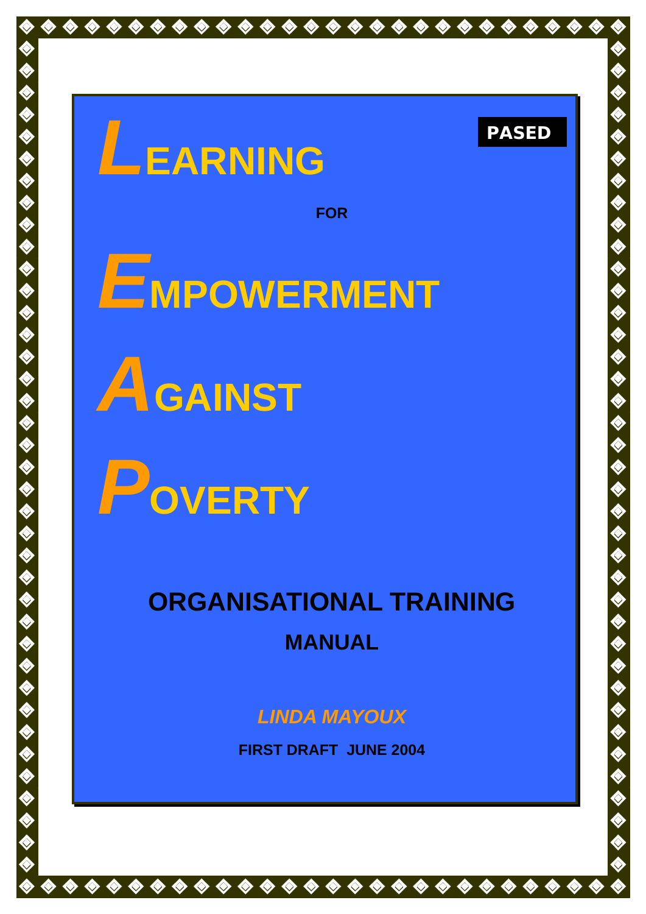PASED

# LEARNING

FOR

# EMPOWERMENT

# AGAINST

# POVERTY

## ORGANISATIONAL TRAINING

## MANUAL

*LINDA MAYOUX*

**FIRST DRAFT JUNE 2004**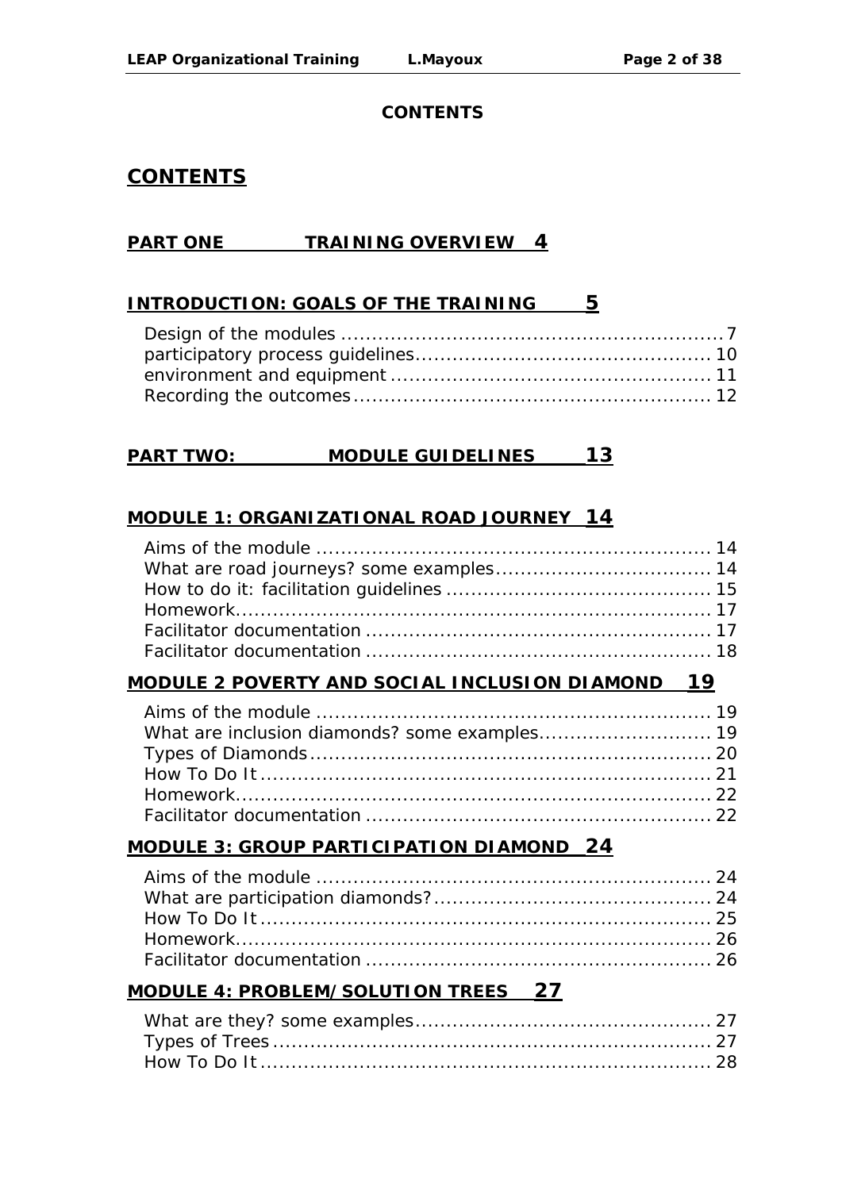**CONTENTS**

# CONTENTS

## PART ONE TRAINING OVERVIEW 4

## INTRODUCTION: GOALS OF THE TRAINING 5

Design of the modules ........................................................ 7
participatory process guidelines............................................... 10
environment and equipment .................................................. 11
Recording the outcomes........................................................ 12

## PART TWO: MODULE GUIDELINES 13

## MODULE 1: ORGANIZATIONAL ROAD JOURNEY 14

Aims of the module ............................................................ 14
What are road journeys? some examples.................................. 14
How to do it: facilitation guidelines ......................................... 15
Homework.......................................................................... 17
Facilitator documentation ..................................................... 17
Facilitator documentation ..................................................... 18

## MODULE 2 POVERTY AND SOCIAL INCLUSION DIAMOND 19

Aims of the module ............................................................ 19
What are inclusion diamonds? some examples.......................... 19
Types of Diamonds.............................................................. 20
How To Do It ...................................................................... 21
Homework.......................................................................... 22
Facilitator documentation ..................................................... 22

## MODULE 3: GROUP PARTICIPATION DIAMOND 24

Aims of the module ............................................................ 24
What are participation diamonds?............................................ 24
How To Do It ...................................................................... 25
Homework.......................................................................... 26
Facilitator documentation ..................................................... 26

## MODULE 4: PROBLEM/SOLUTION TREES 27

What are they? some examples............................................... 27
Types of Trees ................................................................... 27
How To Do It ...................................................................... 28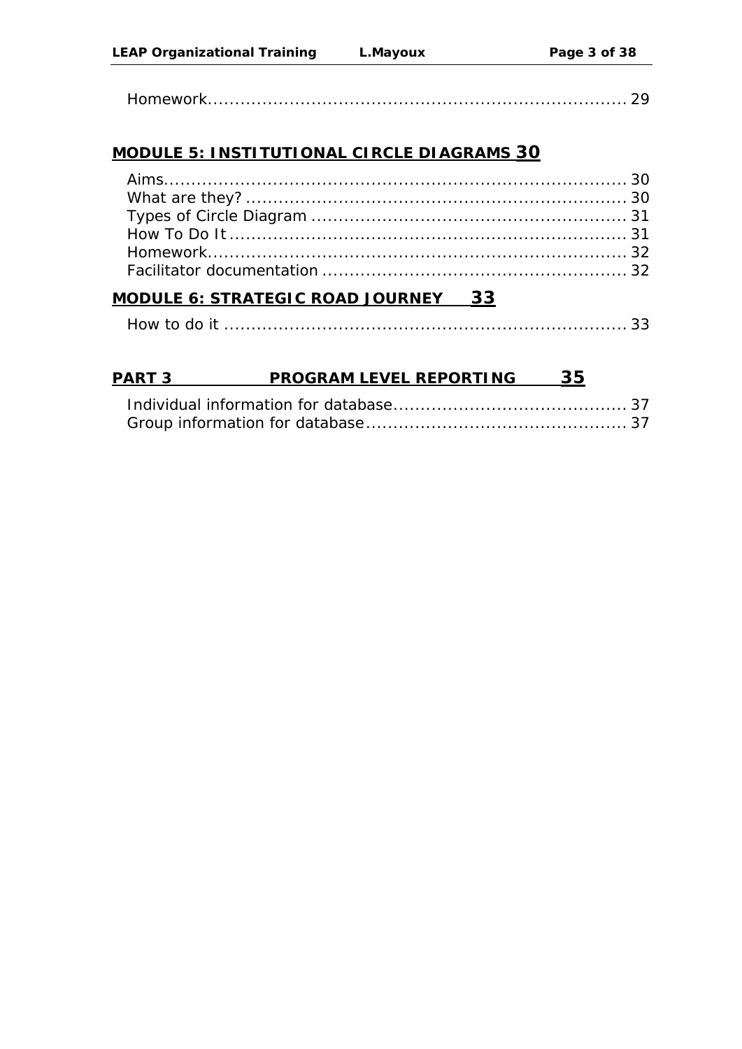Homework........................................................................ 29

## MODULE 5: INSTITUTIONAL CIRCLE DIAGRAMS 30

Aims.................................................................................... 30
What are they?...................................................................... 30
Types of Circle Diagram ......................................................... 31
How To Do It ......................................................................... 31
Homework............................................................................. 32
Facilitator documentation ....................................................... 32

## MODULE 6: STRATEGIC ROAD JOURNEY 33

How to do it .......................................................................... 33

# PART 3 PROGRAM LEVEL REPORTING 35

Individual information for database........................................... 37
Group information for database................................................ 37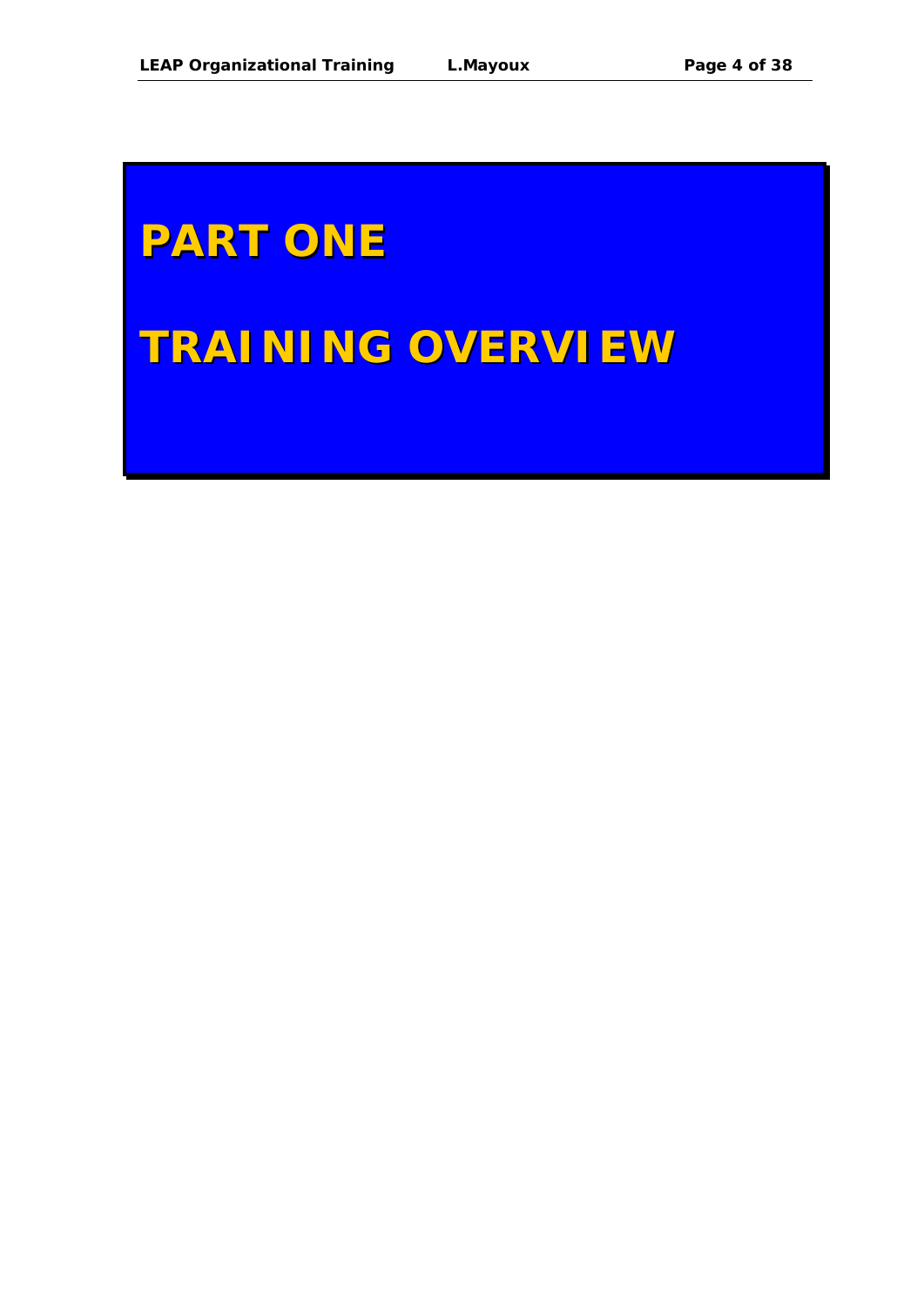# PART ONE

# TRAINING OVERVIEW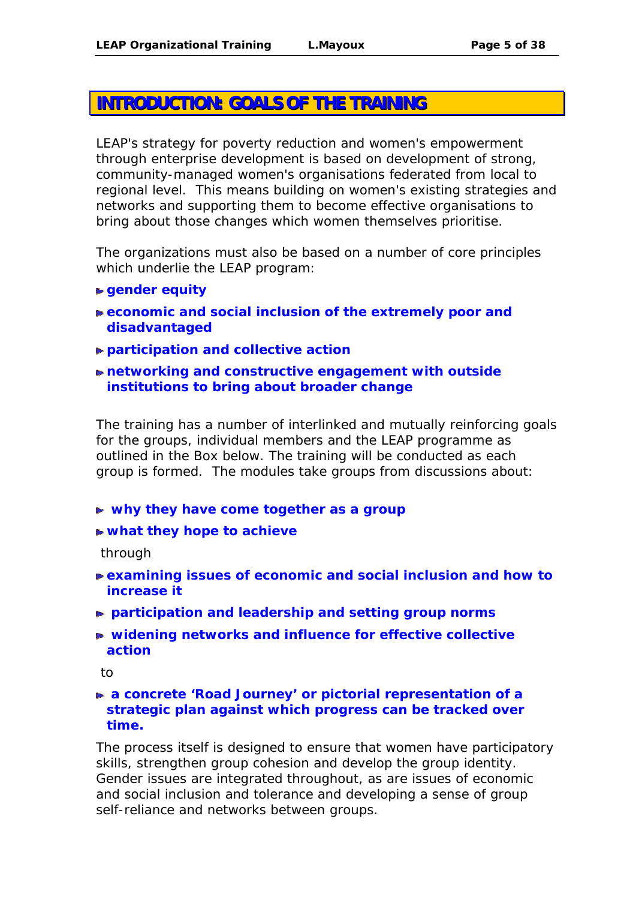## INTRODUCTION: GOALS OF THE TRAINING

LEAP's strategy for poverty reduction and women's empowerment through enterprise development is based on development of strong, community-managed women's organisations federated from local to regional level. This means building on women's existing strategies and networks and supporting them to become effective organisations to bring about those changes which women themselves prioritise.

The organizations must also be based on a number of core principles which underlie the LEAP program:

- **gender equity**
- **economic and social inclusion of the extremely poor and disadvantaged**
- **participation and collective action**
- **networking and constructive engagement with outside institutions to bring about broader change**

The training has a number of interlinked and mutually reinforcing goals for the groups, individual members and the LEAP programme as outlined in the Box below. The training will be conducted as each group is formed. The modules take groups from discussions about:

- **why they have come together as a group**
- **what they hope to achieve**

through

- **examining issues of economic and social inclusion and how to increase it**
- **participation and leadership and setting group norms**
- **widening networks and influence for effective collective action**

to

- **a concrete 'Road Journey' or pictorial representation of a strategic plan against which progress can be tracked over time.**

The process itself is designed to ensure that women have participatory skills, strengthen group cohesion and develop the group identity. Gender issues are integrated throughout, as are issues of economic and social inclusion and tolerance and developing a sense of group self-reliance and networks between groups.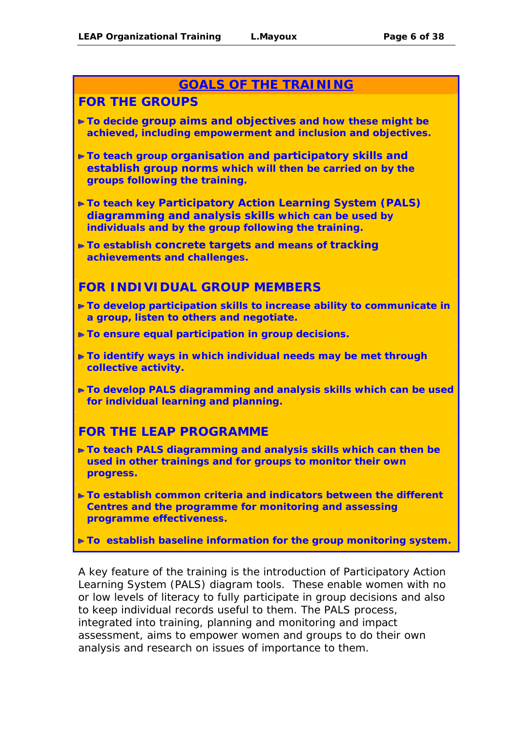## GOALS OF THE TRAINING

### FOR THE GROUPS

- **To decide group aims and objectives and how these might be achieved, including empowerment and inclusion and objectives.**
- **To teach group organisation and participatory skills and establish group norms which will then be carried on by the groups following the training.**
- **To teach key Participatory Action Learning System (PALS) diagramming and analysis skills which can be used by individuals and by the group following the training.**
- **To establish concrete targets and means of tracking achievements and challenges.**

### FOR INDIVIDUAL GROUP MEMBERS

- **To develop participation skills to increase ability to communicate in a group, listen to others and negotiate.**
- **To ensure equal participation in group decisions.**
- **To identify ways in which individual needs may be met through collective activity.**
- **To develop PALS diagramming and analysis skills which can be used for individual learning and planning.**

### FOR THE LEAP PROGRAMME

- **To teach PALS diagramming and analysis skills which can then be used in other trainings and for groups to monitor their own progress.**
- **To establish common criteria and indicators between the different Centres and the programme for monitoring and assessing programme effectiveness.**
- **To establish baseline information for the group monitoring system.**

A key feature of the training is the introduction of Participatory Action Learning System (PALS) diagram tools. These enable women with no or low levels of literacy to fully participate in group decisions and also to keep individual records useful to them. The PALS process, integrated into training, planning and monitoring and impact assessment, aims to empower women and groups to do their own analysis and research on issues of importance to them.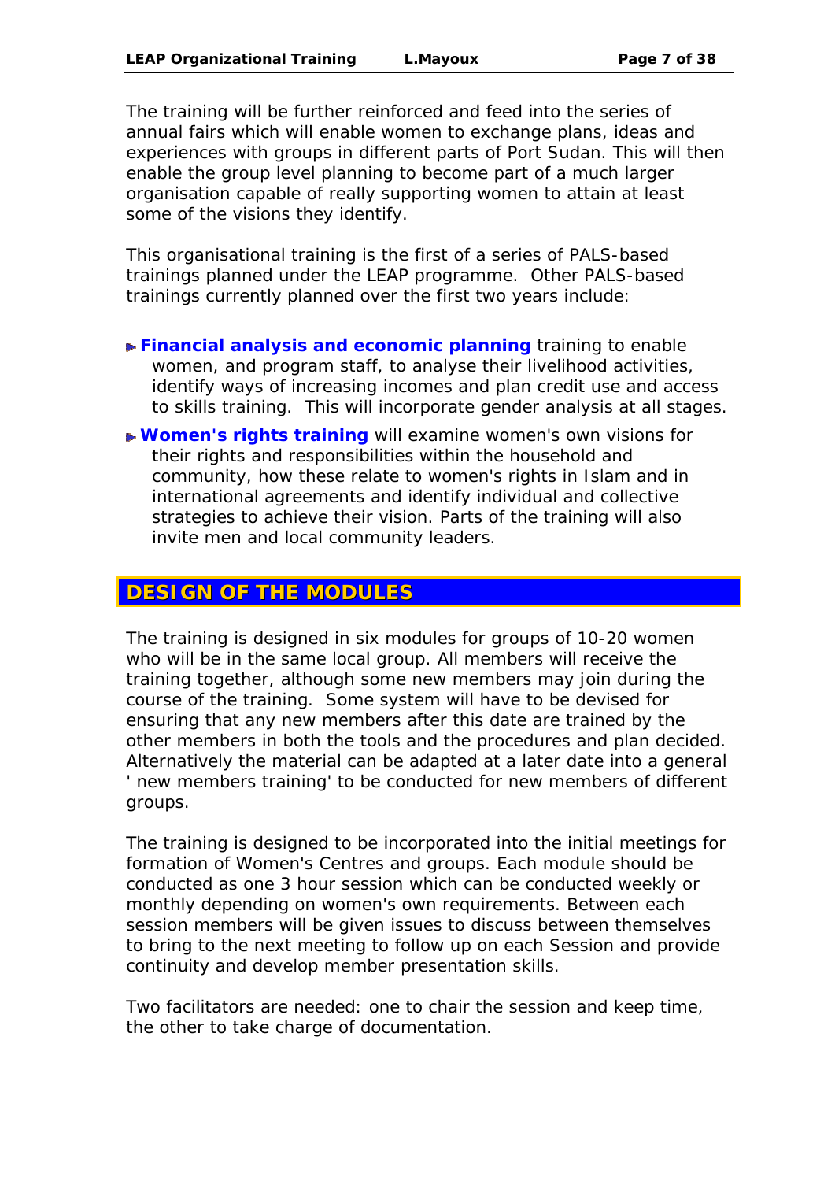The training will be further reinforced and feed into the series of annual fairs which will enable women to exchange plans, ideas and experiences with groups in different parts of Port Sudan. This will then enable the group level planning to become part of a much larger organisation capable of really supporting women to attain at least some of the visions they identify.

This organisational training is the first of a series of PALS-based trainings planned under the LEAP programme. Other PALS-based trainings currently planned over the first two years include:

- **Financial analysis and economic planning** training to enable women, and program staff, to analyse their livelihood activities, identify ways of increasing incomes and plan credit use and access to skills training. This will incorporate gender analysis at all stages.
- **Women's rights training** will examine women's own visions for their rights and responsibilities within the household and community, how these relate to women's rights in Islam and in international agreements and identify individual and collective strategies to achieve their vision. Parts of the training will also invite men and local community leaders.

## DESIGN OF THE MODULES

The training is designed in six modules for groups of 10-20 women who will be in the same local group. All members will receive the training together, although some new members may join during the course of the training. Some system will have to be devised for ensuring that any new members after this date are trained by the other members in both the tools and the procedures and plan decided. Alternatively the material can be adapted at a later date into a general ' new members training' to be conducted for new members of different groups.

The training is designed to be incorporated into the initial meetings for formation of Women's Centres and groups. Each module should be conducted as one 3 hour session which can be conducted weekly or monthly depending on women's own requirements. Between each session members will be given issues to discuss between themselves to bring to the next meeting to follow up on each Session and provide continuity and develop member presentation skills.

Two facilitators are needed: one to chair the session and keep time, the other to take charge of documentation.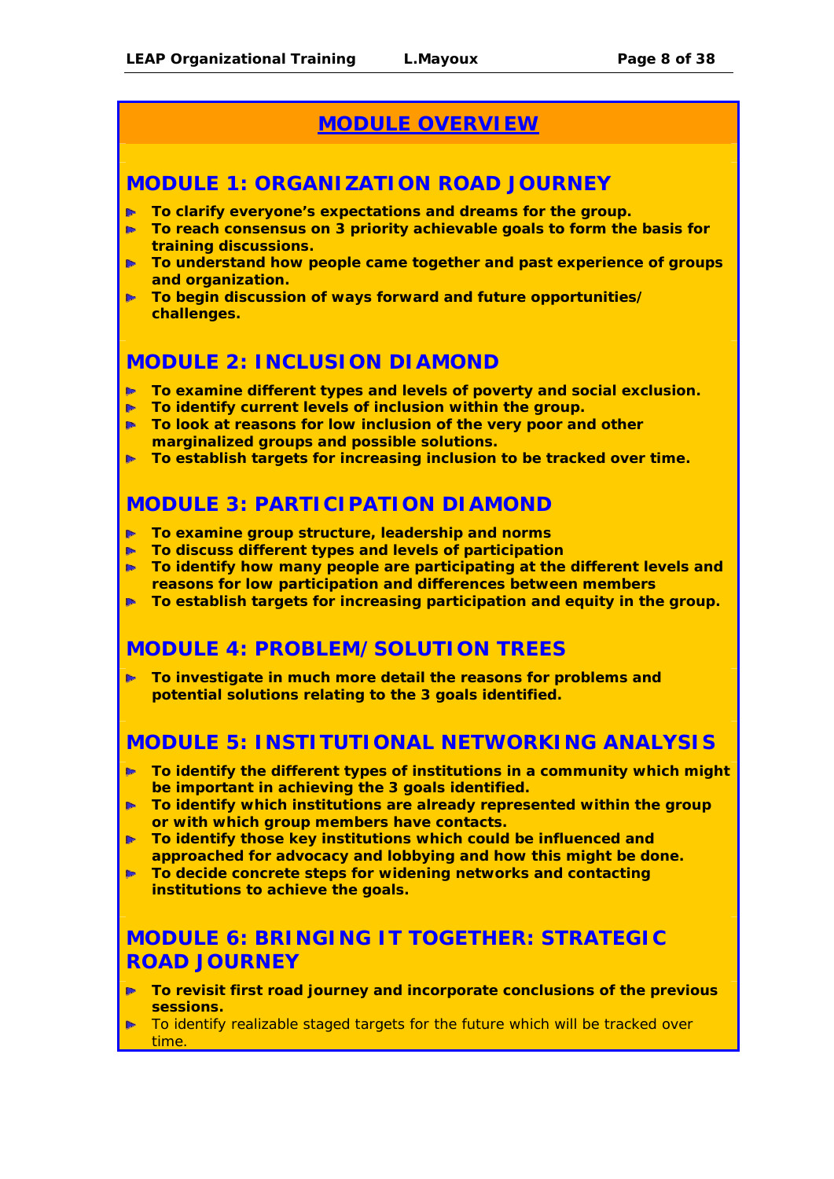# MODULE OVERVIEW

## MODULE 1: ORGANIZATION ROAD JOURNEY

- **To clarify everyone's expectations and dreams for the group.**
- **To reach consensus on 3 priority achievable goals to form the basis for training discussions.**
- **To understand how people came together and past experience of groups and organization.**
- **To begin discussion of ways forward and future opportunities/ challenges.**

## MODULE 2: INCLUSION DIAMOND

- **To examine different types and levels of poverty and social exclusion.**
- **To identify current levels of inclusion within the group.**
- **To look at reasons for low inclusion of the very poor and other marginalized groups and possible solutions.**
- **To establish targets for increasing inclusion to be tracked over time.**

## MODULE 3: PARTICIPATION DIAMOND

- **To examine group structure, leadership and norms**
- **To discuss different types and levels of participation**
- **To identify how many people are participating at the different levels and reasons for low participation and differences between members**
- **To establish targets for increasing participation and equity in the group.**

## MODULE 4: PROBLEM/SOLUTION TREES

- **To investigate in much more detail the reasons for problems and potential solutions relating to the 3 goals identified.**

## MODULE 5: INSTITUTIONAL NETWORKING ANALYSIS

- **To identify the different types of institutions in a community which might be important in achieving the 3 goals identified.**
- **To identify which institutions are already represented within the group or with which group members have contacts.**
- **To identify those key institutions which could be influenced and approached for advocacy and lobbying and how this might be done.**
- **To decide concrete steps for widening networks and contacting institutions to achieve the goals.**

## MODULE 6: BRINGING IT TOGETHER: STRATEGIC ROAD JOURNEY

- **To revisit first road journey and incorporate conclusions of the previous sessions.**
- To identify realizable staged targets for the future which will be tracked over time.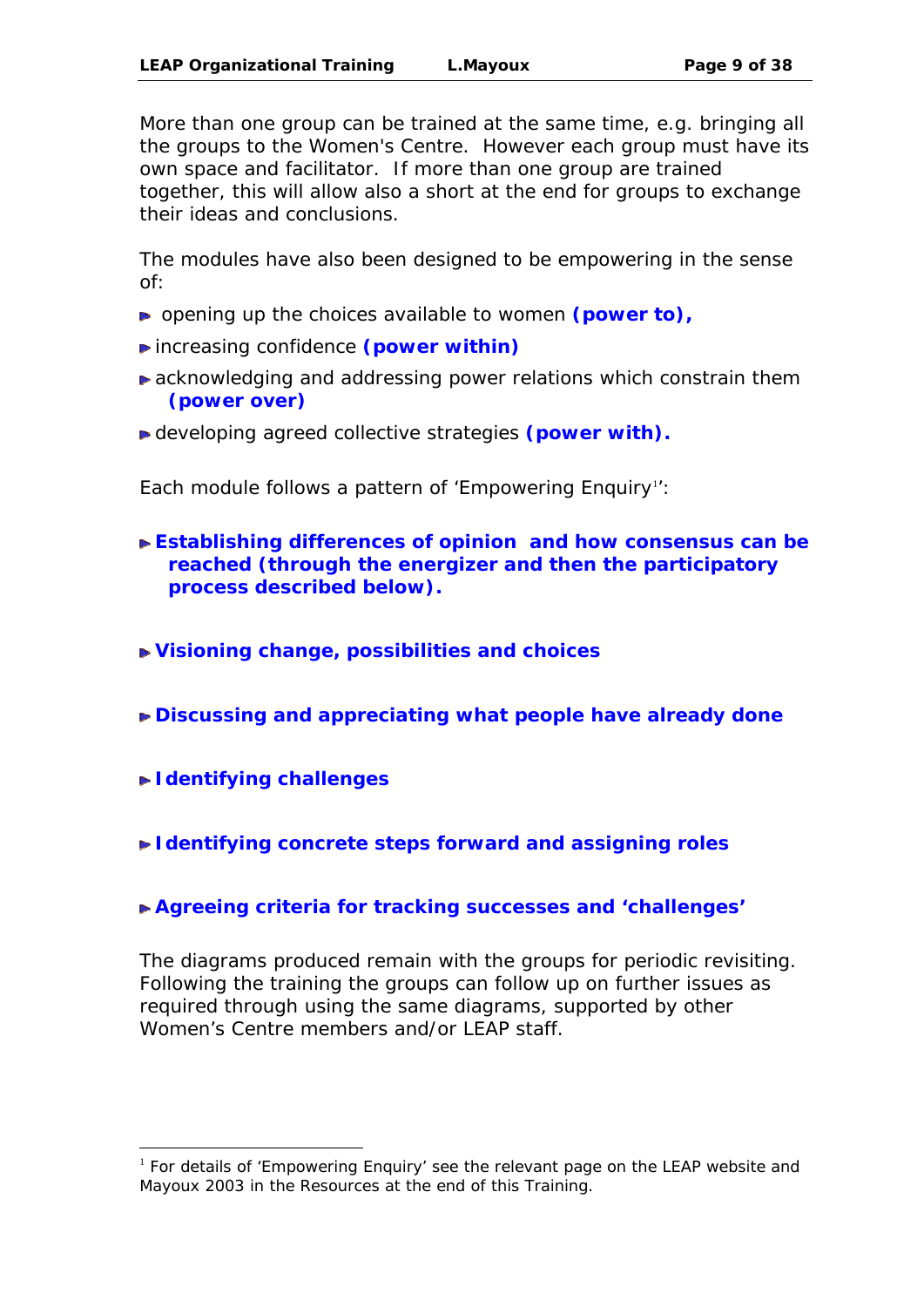More than one group can be trained at the same time, e.g. bringing all the groups to the Women's Centre. However each group must have its own space and facilitator. If more than one group are trained together, this will allow also a short at the end for groups to exchange their ideas and conclusions.

The modules have also been designed to be empowering in the sense of:

- opening up the choices available to women **(power to),**
- increasing confidence **(power within)**
- acknowledging and addressing power relations which constrain them **(power over)**
- developing agreed collective strategies **(power with).**

Each module follows a pattern of 'Empowering Enquiry[1]':

- **Establishing differences of opinion and how consensus can be reached (through the energizer and then the participatory process described below).**
- **Visioning change, possibilities and choices**
- **Discussing and appreciating what people have already done**
- **Identifying challenges**
- **Identifying concrete steps forward and assigning roles**
- **Agreeing criteria for tracking successes and 'challenges'**

The diagrams produced remain with the groups for periodic revisiting. Following the training the groups can follow up on further issues as required through using the same diagrams, supported by other Women's Centre members and/or LEAP staff.

[1] For details of 'Empowering Enquiry' see the relevant page on the LEAP website and Mayoux 2003 in the Resources at the end of this Training.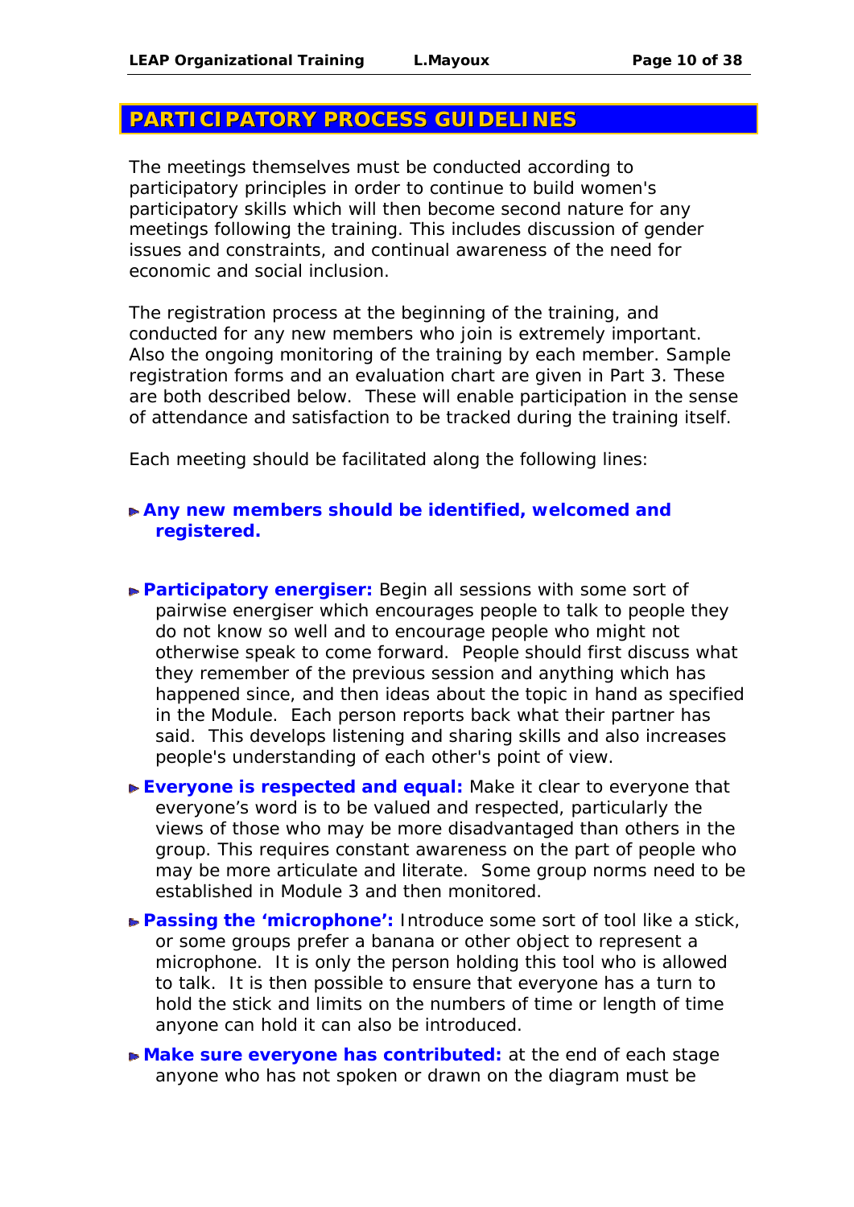## PARTICIPATORY PROCESS GUIDELINES

The meetings themselves must be conducted according to participatory principles in order to continue to build women's participatory skills which will then become second nature for any meetings following the training. This includes discussion of gender issues and constraints, and continual awareness of the need for economic and social inclusion.

The registration process at the beginning of the training, and conducted for any new members who join is extremely important. Also the ongoing monitoring of the training by each member. Sample registration forms and an evaluation chart are given in Part 3. These are both described below. These will enable participation in the sense of attendance and satisfaction to be tracked during the training itself.

Each meeting should be facilitated along the following lines:

- **Any new members should be identified, welcomed and registered.**

- **Participatory energiser:** Begin all sessions with some sort of pairwise energiser which encourages people to talk to people they do not know so well and to encourage people who might not otherwise speak to come forward. People should first discuss what they remember of the previous session and anything which has happened since, and then ideas about the topic in hand as specified in the Module. Each person reports back what their partner has said. This develops listening and sharing skills and also increases people's understanding of each other's point of view.
- **Everyone is respected and equal:** Make it clear to everyone that everyone's word is to be valued and respected, particularly the views of those who may be more disadvantaged than others in the group. This requires constant awareness on the part of people who may be more articulate and literate. Some group norms need to be established in Module 3 and then monitored.
- **Passing the 'microphone':** Introduce some sort of tool like a stick, or some groups prefer a banana or other object to represent a microphone. It is only the person holding this tool who is allowed to talk. It is then possible to ensure that everyone has a turn to hold the stick and limits on the numbers of time or length of time anyone can hold it can also be introduced.
- **Make sure everyone has contributed:** at the end of each stage anyone who has not spoken or drawn on the diagram must be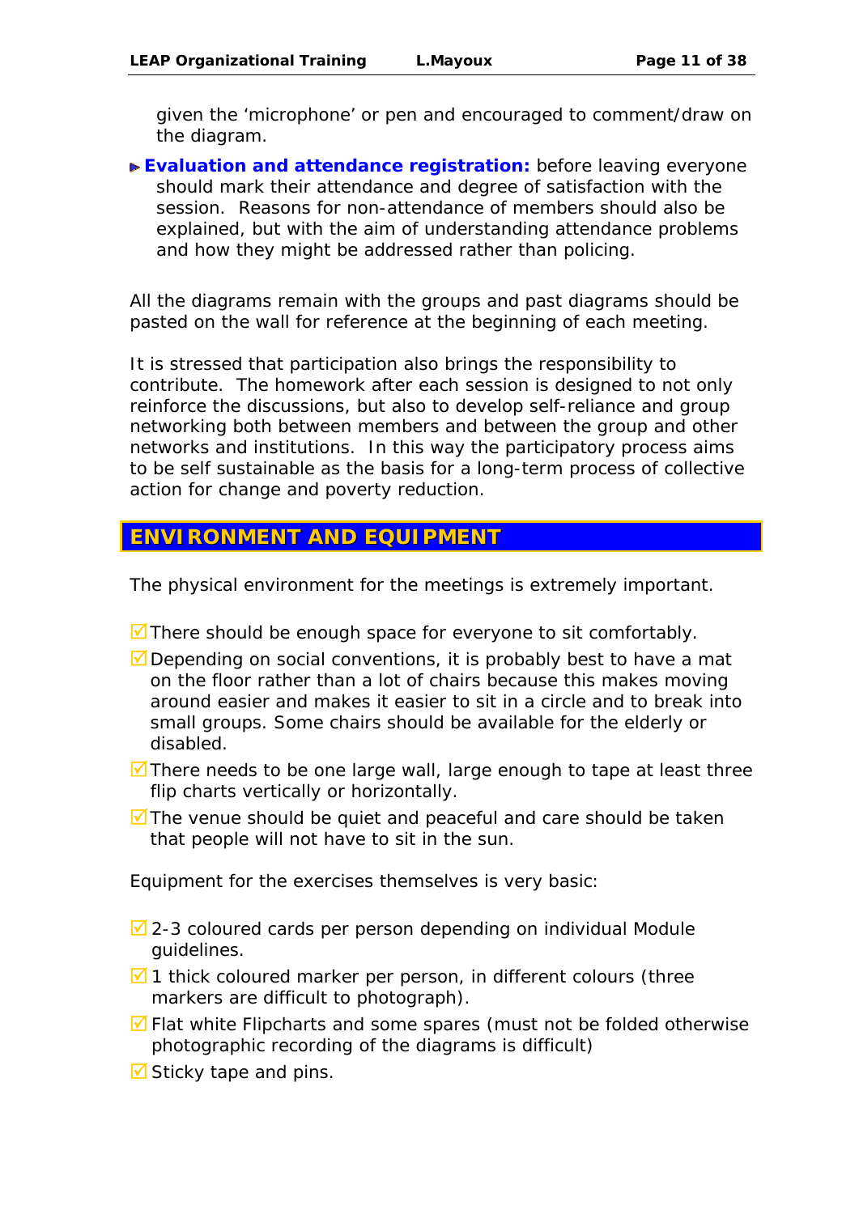given the 'microphone' or pen and encouraged to comment/draw on the diagram.

- **Evaluation and attendance registration:** before leaving everyone should mark their attendance and degree of satisfaction with the session. Reasons for non-attendance of members should also be explained, but with the aim of understanding attendance problems and how they might be addressed rather than policing.

All the diagrams remain with the groups and past diagrams should be pasted on the wall for reference at the beginning of each meeting.

It is stressed that participation also brings the responsibility to contribute. The homework after each session is designed to not only reinforce the discussions, but also to develop self-reliance and group networking both between members and between the group and other networks and institutions. In this way the participatory process aims to be self sustainable as the basis for a long-term process of collective action for change and poverty reduction.

## ENVIRONMENT AND EQUIPMENT

The physical environment for the meetings is extremely important.

- There should be enough space for everyone to sit comfortably.
- Depending on social conventions, it is probably best to have a mat on the floor rather than a lot of chairs because this makes moving around easier and makes it easier to sit in a circle and to break into small groups. Some chairs should be available for the elderly or disabled.
- There needs to be one large wall, large enough to tape at least three flip charts vertically or horizontally.
- The venue should be quiet and peaceful and care should be taken that people will not have to sit in the sun.

Equipment for the exercises themselves is very basic:

- 2-3 coloured cards per person depending on individual Module guidelines.
- 1 thick coloured marker per person, in different colours (three markers are difficult to photograph).
- Flat white Flipcharts and some spares (must not be folded otherwise photographic recording of the diagrams is difficult)
- Sticky tape and pins.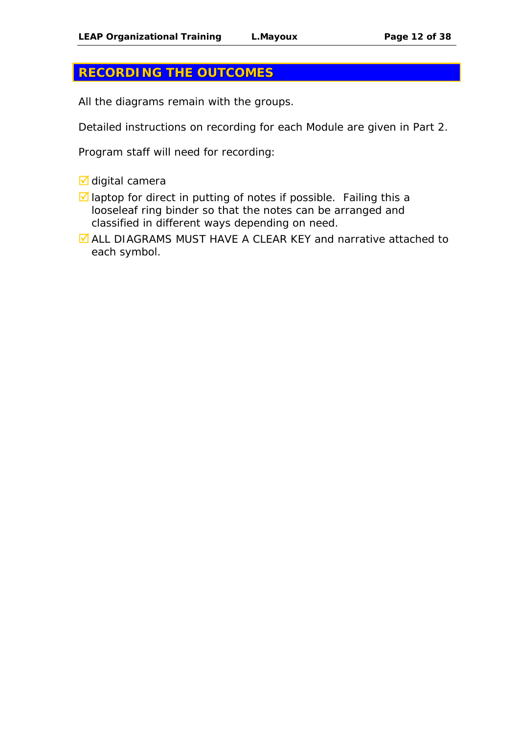## RECORDING THE OUTCOMES

All the diagrams remain with the groups.

Detailed instructions on recording for each Module are given in Part 2.

Program staff will need for recording:

- ☑ digital camera
- ☑ laptop for direct in putting of notes if possible. Failing this a looseleaf ring binder so that the notes can be arranged and classified in different ways depending on need.
- ☑ ALL DIAGRAMS MUST HAVE A CLEAR KEY and narrative attached to each symbol.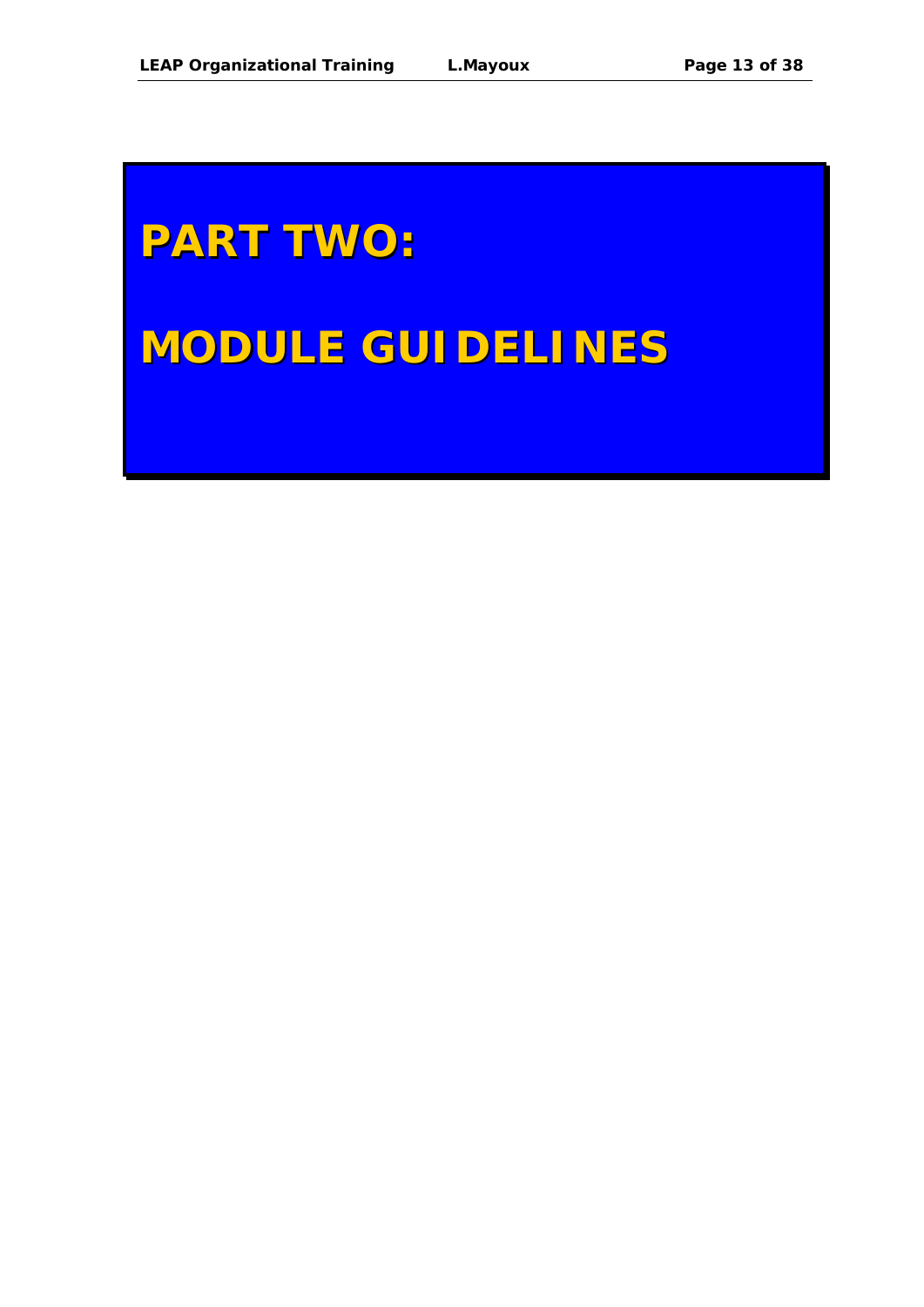# PART TWO:

# MODULE GUIDELINES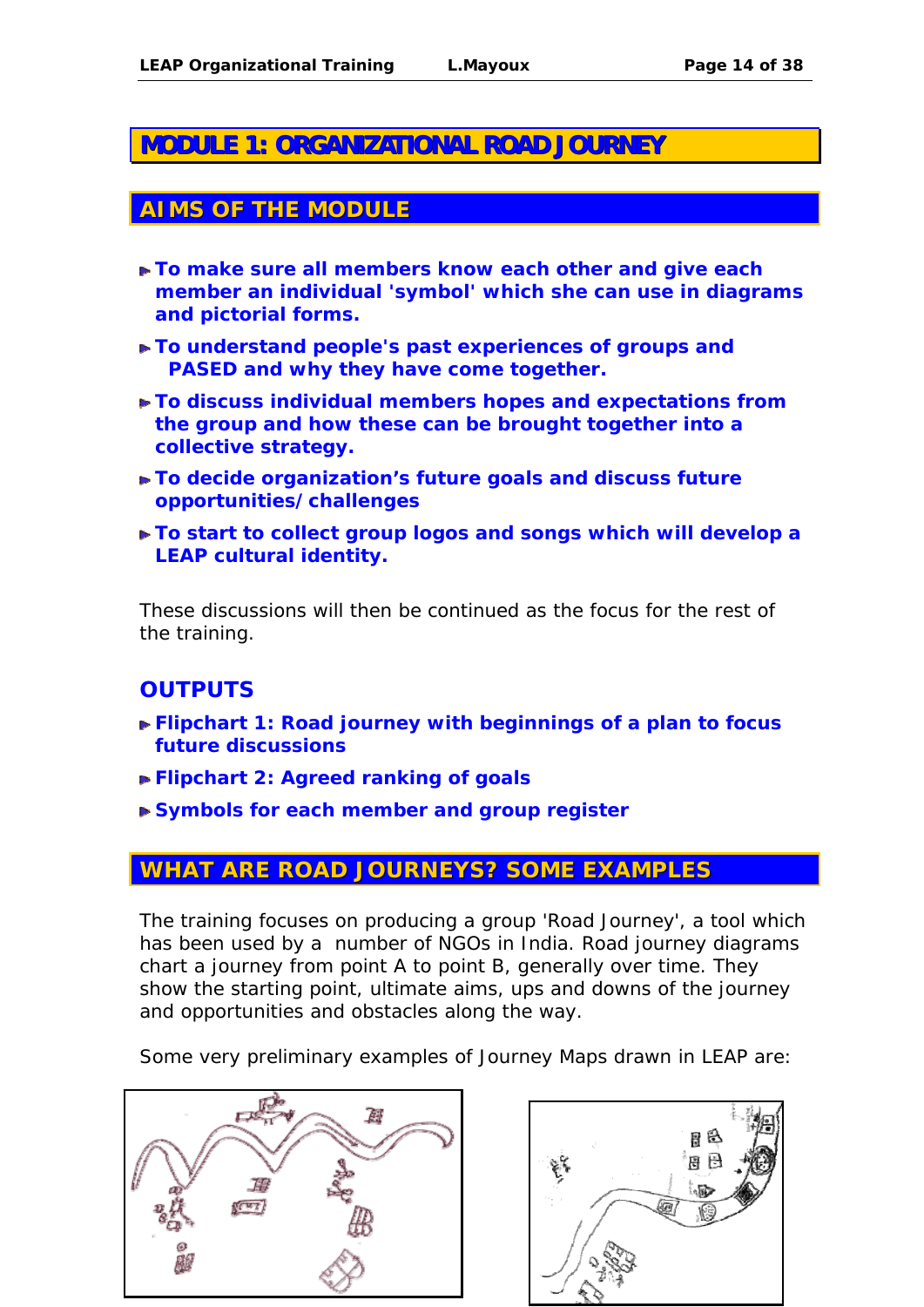# MODULE 1: ORGANIZATIONAL ROAD JOURNEY

## AIMS OF THE MODULE

- **To make sure all members know each other and give each member an individual 'symbol' which she can use in diagrams and pictorial forms.**
- **To understand people's past experiences of groups and PASED and why they have come together.**
- **To discuss individual members hopes and expectations from the group and how these can be brought together into a collective strategy.**
- **To decide organization's future goals and discuss future opportunities/challenges**
- **To start to collect group logos and songs which will develop a LEAP cultural identity.**

These discussions will then be continued as the focus for the rest of the training.

### OUTPUTS

- **Flipchart 1: Road journey with beginnings of a plan to focus future discussions**
- **Flipchart 2: Agreed ranking of goals**
- **Symbols for each member and group register**

## WHAT ARE ROAD JOURNEYS? SOME EXAMPLES

The training focuses on producing a group 'Road Journey', a tool which has been used by a number of NGOs in India. Road journey diagrams chart a journey from point A to point B, generally over time. They show the starting point, ultimate aims, ups and downs of the journey and opportunities and obstacles along the way.

Some very preliminary examples of Journey Maps drawn in LEAP are: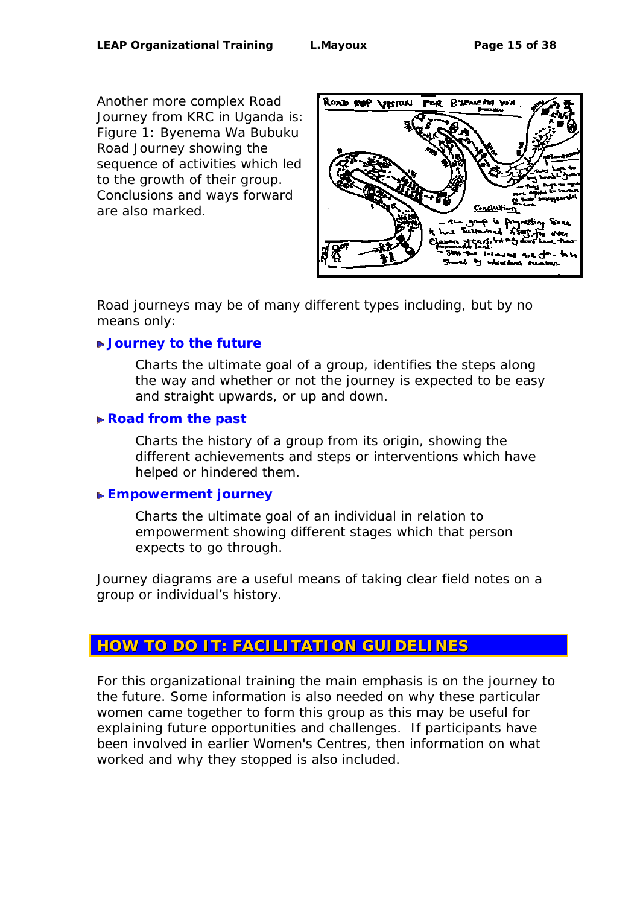Another more complex Road Journey from KRC in Uganda is: Figure 1: Byenema Wa Bubuku Road Journey showing the sequence of activities which led to the growth of their group. Conclusions and ways forward are also marked.

Road journeys may be of many different types including, but by no means only:

- **Journey to the future**

  Charts the ultimate goal of a group, identifies the steps along the way and whether or not the journey is expected to be easy and straight upwards, or up and down.

- **Road from the past**

  Charts the history of a group from its origin, showing the different achievements and steps or interventions which have helped or hindered them.

- **Empowerment journey**

  Charts the ultimate goal of an individual in relation to empowerment showing different stages which that person expects to go through.

Journey diagrams are a useful means of taking clear field notes on a group or individual's history.

## HOW TO DO IT: FACILITATION GUIDELINES

For this organizational training the main emphasis is on the journey to the future. Some information is also needed on why these particular women came together to form this group as this may be useful for explaining future opportunities and challenges. If participants have been involved in earlier Women's Centres, then information on what worked and why they stopped is also included.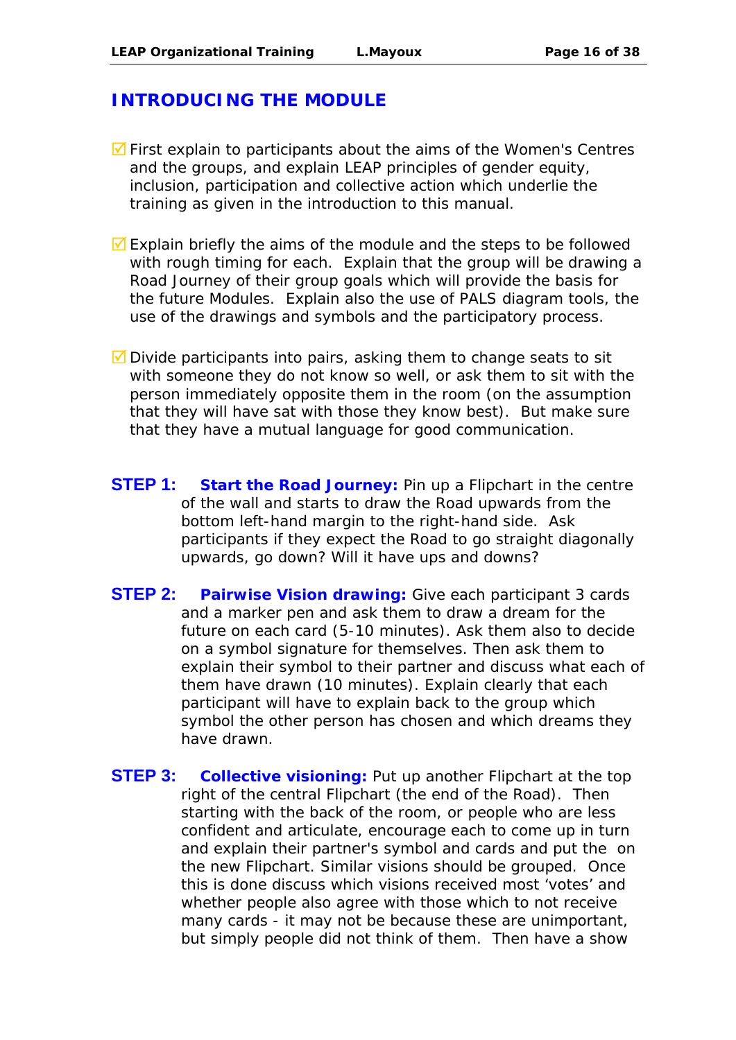## INTRODUCING THE MODULE

- First explain to participants about the aims of the Women's Centres and the groups, and explain LEAP principles of gender equity, inclusion, participation and collective action which underlie the training as given in the introduction to this manual.

- Explain briefly the aims of the module and the steps to be followed with rough timing for each. Explain that the group will be drawing a Road Journey of their group goals which will provide the basis for the future Modules. Explain also the use of PALS diagram tools, the use of the drawings and symbols and the participatory process.

- Divide participants into pairs, asking them to change seats to sit with someone they do not know so well, or ask them to sit with the person immediately opposite them in the room (on the assumption that they will have sat with those they know best). But make sure that they have a mutual language for good communication.

**STEP 1:** **Start the Road Journey:** Pin up a Flipchart in the centre of the wall and starts to draw the Road upwards from the bottom left-hand margin to the right-hand side. Ask participants if they expect the Road to go straight diagonally upwards, go down? Will it have ups and downs?

**STEP 2:** **Pairwise Vision drawing:** Give each participant 3 cards and a marker pen and ask them to draw a dream for the future on each card (5-10 minutes). Ask them also to decide on a symbol signature for themselves. Then ask them to explain their symbol to their partner and discuss what each of them have drawn (10 minutes). Explain clearly that each participant will have to explain back to the group which symbol the other person has chosen and which dreams they have drawn.

**STEP 3:** **Collective visioning:** Put up another Flipchart at the top right of the central Flipchart (the end of the Road). Then starting with the back of the room, or people who are less confident and articulate, encourage each to come up in turn and explain their partner's symbol and cards and put the on the new Flipchart. Similar visions should be grouped. Once this is done discuss which visions received most 'votes' and whether people also agree with those which to not receive many cards - it may not be because these are unimportant, but simply people did not think of them. Then have a show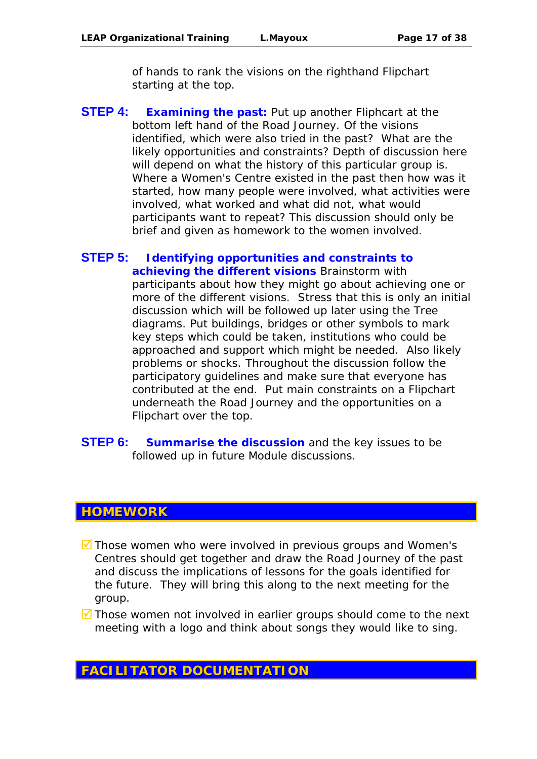of hands to rank the visions on the righthand Flipchart starting at the top.

**STEP 4:** **Examining the past:** Put up another Fliphcart at the bottom left hand of the Road Journey. Of the visions identified, which were also tried in the past? What are the likely opportunities and constraints? Depth of discussion here will depend on what the history of this particular group is. Where a Women's Centre existed in the past then how was it started, how many people were involved, what activities were involved, what worked and what did not, what would participants want to repeat? This discussion should only be brief and given as homework to the women involved.

**STEP 5:** **Identifying opportunities and constraints to achieving the different visions** Brainstorm with participants about how they might go about achieving one or more of the different visions. Stress that this is only an initial discussion which will be followed up later using the Tree diagrams. Put buildings, bridges or other symbols to mark key steps which could be taken, institutions who could be approached and support which might be needed. Also likely problems or shocks. Throughout the discussion follow the participatory guidelines and make sure that everyone has contributed at the end. Put main constraints on a Flipchart underneath the Road Journey and the opportunities on a Flipchart over the top.

**STEP 6:** **Summarise the discussion** and the key issues to be followed up in future Module discussions.

## HOMEWORK

- ☑ Those women who were involved in previous groups and Women's Centres should get together and draw the Road Journey of the past and discuss the implications of lessons for the goals identified for the future. They will bring this along to the next meeting for the group.
- ☑ Those women not involved in earlier groups should come to the next meeting with a logo and think about songs they would like to sing.

## FACILITATOR DOCUMENTATION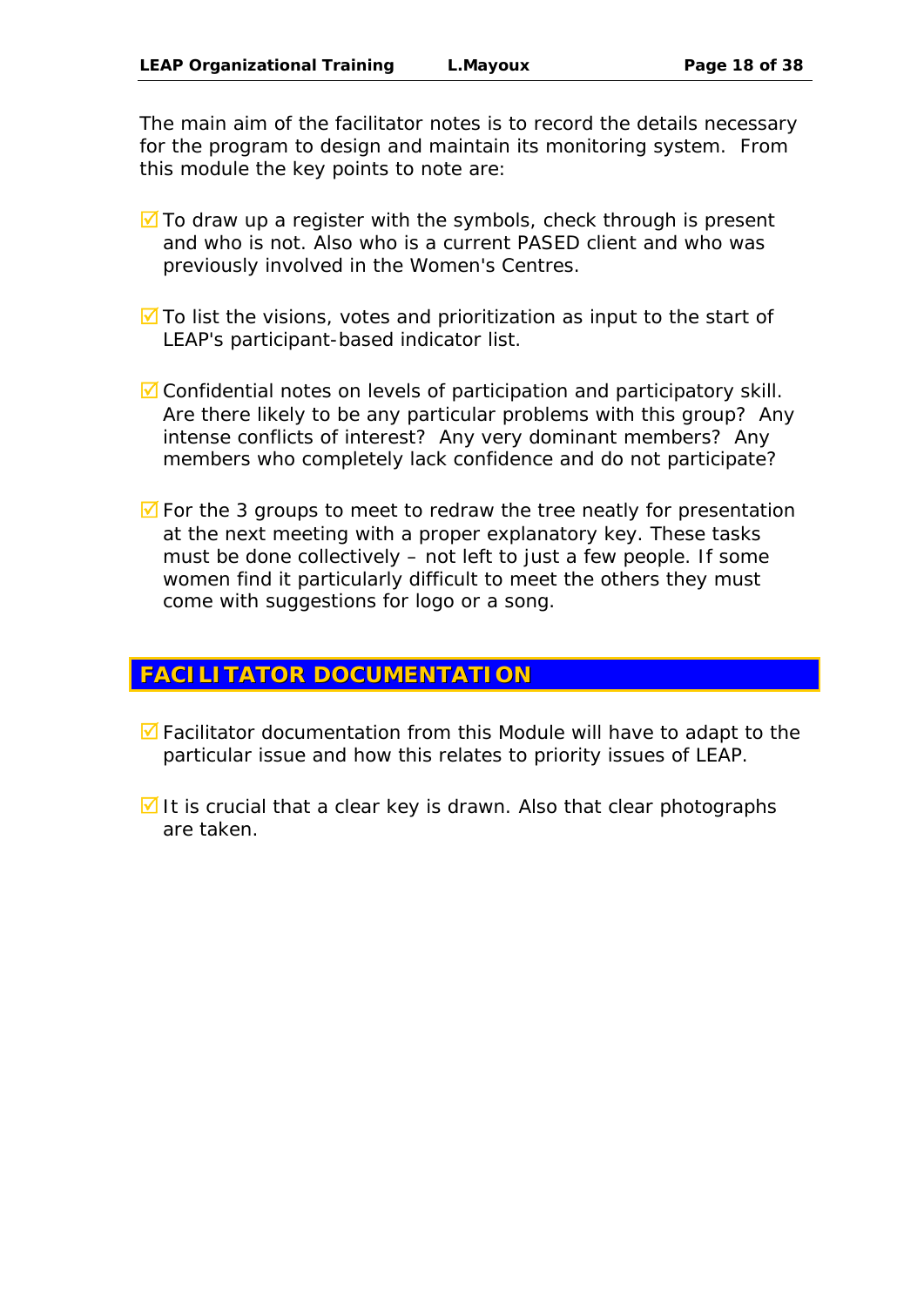The main aim of the facilitator notes is to record the details necessary for the program to design and maintain its monitoring system. From this module the key points to note are:

- ☑ To draw up a register with the symbols, check through is present and who is not. Also who is a current PASED client and who was previously involved in the Women's Centres.

- ☑ To list the visions, votes and prioritization as input to the start of LEAP's participant-based indicator list.

- ☑ Confidential notes on levels of participation and participatory skill. Are there likely to be any particular problems with this group? Any intense conflicts of interest? Any very dominant members? Any members who completely lack confidence and do not participate?

- ☑ For the 3 groups to meet to redraw the tree neatly for presentation at the next meeting with a proper explanatory key. These tasks must be done collectively – not left to just a few people. If some women find it particularly difficult to meet the others they must come with suggestions for logo or a song.

## FACILITATOR DOCUMENTATION

- ☑ Facilitator documentation from this Module will have to adapt to the particular issue and how this relates to priority issues of LEAP.

- ☑ It is crucial that a clear key is drawn. Also that clear photographs are taken.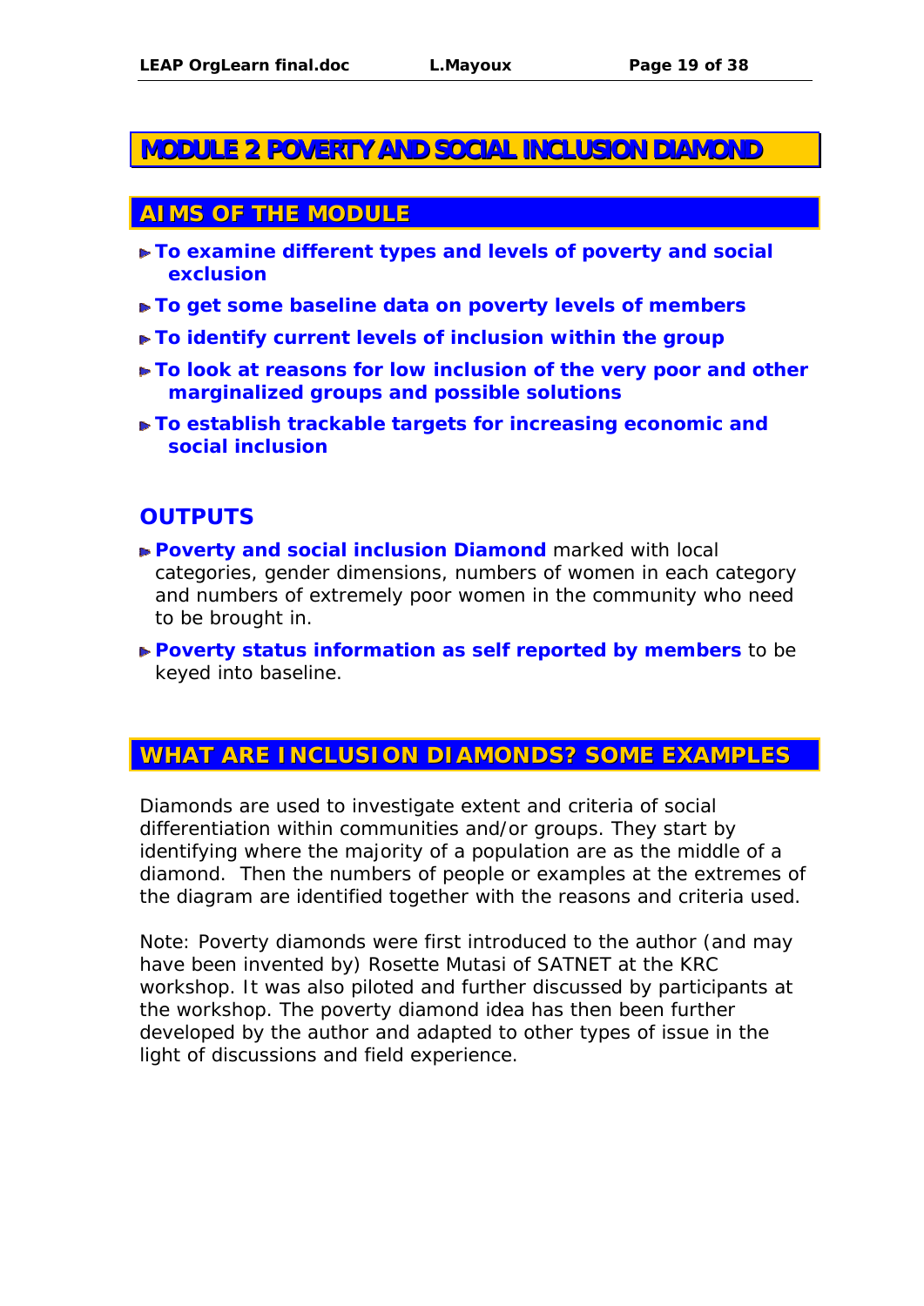# MODULE 2 POVERTY AND SOCIAL INCLUSION DIAMOND

## AIMS OF THE MODULE

- **To examine different types and levels of poverty and social exclusion**
- **To get some baseline data on poverty levels of members**
- **To identify current levels of inclusion within the group**
- **To look at reasons for low inclusion of the very poor and other marginalized groups and possible solutions**
- **To establish trackable targets for increasing economic and social inclusion**

## OUTPUTS

- **Poverty and social inclusion Diamond** marked with local categories, gender dimensions, numbers of women in each category and numbers of extremely poor women in the community who need to be brought in.
- **Poverty status information as self reported by members** to be keyed into baseline.

## WHAT ARE INCLUSION DIAMONDS? SOME EXAMPLES

Diamonds are used to investigate extent and criteria of social differentiation within communities and/or groups. They start by identifying where the majority of a population are as the middle of a diamond. Then the numbers of people or examples at the extremes of the diagram are identified together with the reasons and criteria used.

Note: Poverty diamonds were first introduced to the author (and may have been invented by) Rosette Mutasi of SATNET at the KRC workshop. It was also piloted and further discussed by participants at the workshop. The poverty diamond idea has then been further developed by the author and adapted to other types of issue in the light of discussions and field experience.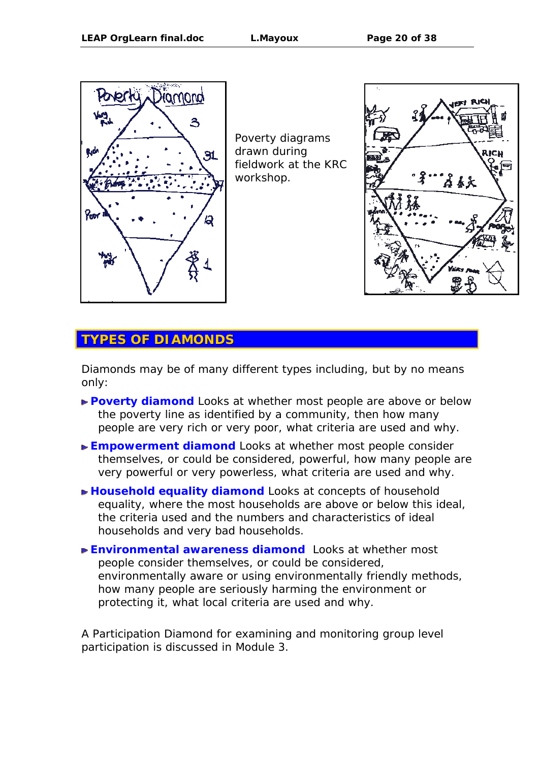Poverty diagrams drawn during fieldwork at the KRC workshop.

## TYPES OF DIAMONDS

Diamonds may be of many different types including, but by no means only:

- **Poverty diamond** Looks at whether most people are above or below the poverty line as identified by a community, then how many people are very rich or very poor, what criteria are used and why.
- **Empowerment diamond** Looks at whether most people consider themselves, or could be considered, powerful, how many people are very powerful or very powerless, what criteria are used and why.
- **Household equality diamond** Looks at concepts of household equality, where the most households are above or below this ideal, the criteria used and the numbers and characteristics of ideal households and very bad households.
- **Environmental awareness diamond** Looks at whether most people consider themselves, or could be considered, environmentally aware or using environmentally friendly methods, how many people are seriously harming the environment or protecting it, what local criteria are used and why.

A Participation Diamond for examining and monitoring group level participation is discussed in Module 3.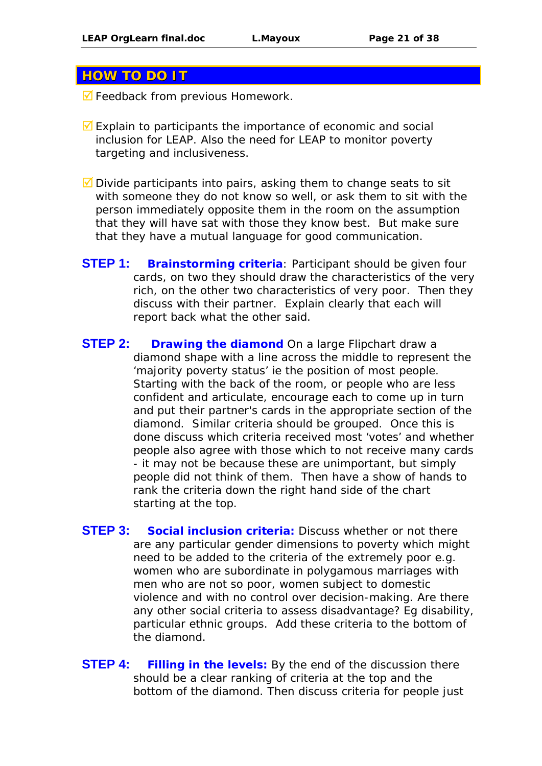## HOW TO DO IT

- ☑ Feedback from previous Homework.

- ☑ Explain to participants the importance of economic and social inclusion for LEAP. Also the need for LEAP to monitor poverty targeting and inclusiveness.

- ☑ Divide participants into pairs, asking them to change seats to sit with someone they do not know so well, or ask them to sit with the person immediately opposite them in the room on the assumption that they will have sat with those they know best. But make sure that they have a mutual language for good communication.

**STEP 1:** **Brainstorming criteria**: Participant should be given four cards, on two they should draw the characteristics of the very rich, on the other two characteristics of very poor. Then they discuss with their partner. Explain clearly that each will report back what the other said.

**STEP 2:** **Drawing the diamond** On a large Flipchart draw a diamond shape with a line across the middle to represent the 'majority poverty status' ie the position of most people. Starting with the back of the room, or people who are less confident and articulate, encourage each to come up in turn and put their partner's cards in the appropriate section of the diamond. Similar criteria should be grouped. Once this is done discuss which criteria received most 'votes' and whether people also agree with those which to not receive many cards - it may not be because these are unimportant, but simply people did not think of them. Then have a show of hands to rank the criteria down the right hand side of the chart starting at the top.

**STEP 3:** **Social inclusion criteria:** Discuss whether or not there are any particular gender dimensions to poverty which might need to be added to the criteria of the extremely poor e.g. women who are subordinate in polygamous marriages with men who are not so poor, women subject to domestic violence and with no control over decision-making. Are there any other social criteria to assess disadvantage? Eg disability, particular ethnic groups. Add these criteria to the bottom of the diamond.

**STEP 4:** **Filling in the levels:** By the end of the discussion there should be a clear ranking of criteria at the top and the bottom of the diamond. Then discuss criteria for people just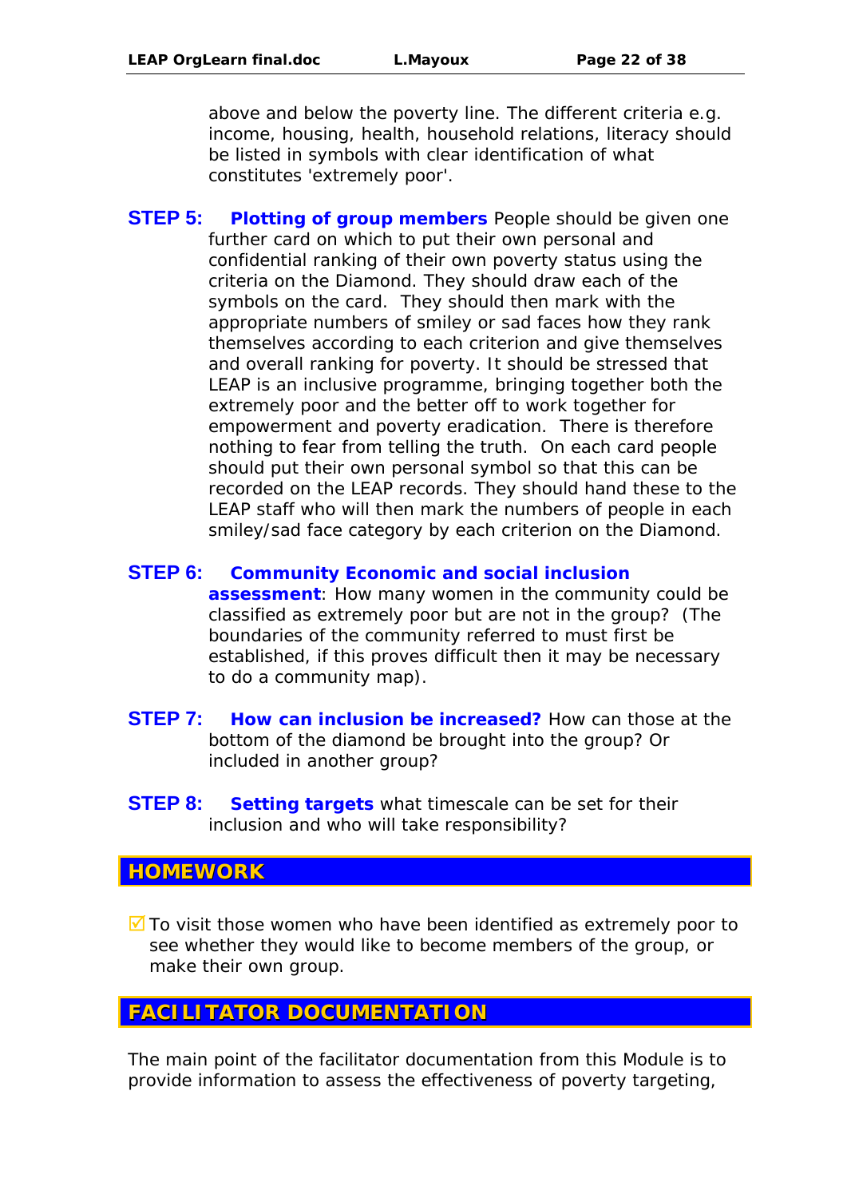above and below the poverty line. The different criteria e.g. income, housing, health, household relations, literacy should be listed in symbols with clear identification of what constitutes 'extremely poor'.

**STEP 5: Plotting of group members** People should be given one further card on which to put their own personal and confidential ranking of their own poverty status using the criteria on the Diamond. They should draw each of the symbols on the card. They should then mark with the appropriate numbers of smiley or sad faces how they rank themselves according to each criterion and give themselves and overall ranking for poverty. It should be stressed that LEAP is an inclusive programme, bringing together both the extremely poor and the better off to work together for empowerment and poverty eradication. There is therefore nothing to fear from telling the truth. On each card people should put their own personal symbol so that this can be recorded on the LEAP records. They should hand these to the LEAP staff who will then mark the numbers of people in each smiley/sad face category by each criterion on the Diamond.

**STEP 6: Community Economic and social inclusion assessment**: How many women in the community could be classified as extremely poor but are not in the group? (The boundaries of the community referred to must first be established, if this proves difficult then it may be necessary to do a community map).

**STEP 7: How can inclusion be increased?** How can those at the bottom of the diamond be brought into the group? Or included in another group?

**STEP 8: Setting targets** what timescale can be set for their inclusion and who will take responsibility?

## HOMEWORK

- ☑ To visit those women who have been identified as extremely poor to see whether they would like to become members of the group, or make their own group.

## FACILITATOR DOCUMENTATION

The main point of the facilitator documentation from this Module is to provide information to assess the effectiveness of poverty targeting,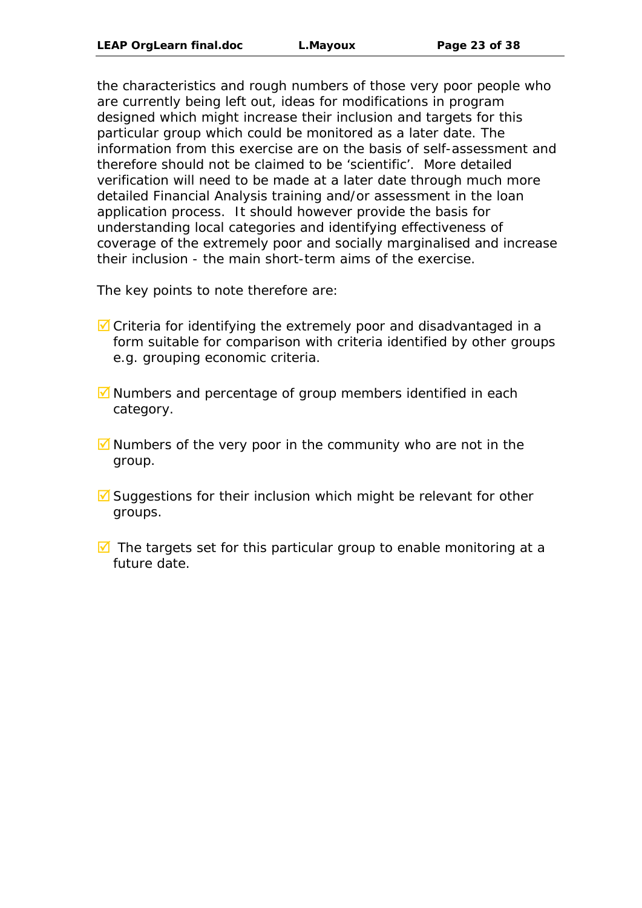the characteristics and rough numbers of those very poor people who are currently being left out, ideas for modifications in program designed which might increase their inclusion and targets for this particular group which could be monitored as a later date. The information from this exercise are on the basis of self-assessment and therefore should not be claimed to be 'scientific'.  More detailed verification will need to be made at a later date through much more detailed Financial Analysis training and/or assessment in the loan application process.  It should however provide the basis for understanding local categories and identifying effectiveness of coverage of the extremely poor and socially marginalised and increase their inclusion - the main short-term aims of the exercise.

The key points to note therefore are:

- ☑ Criteria for identifying the extremely poor and disadvantaged in a form suitable for comparison with criteria identified by other groups e.g. grouping economic criteria.

- ☑ Numbers and percentage of group members identified in each category.

- ☑ Numbers of the very poor in the community who are not in the group.

- ☑ Suggestions for their inclusion which might be relevant for other groups.

- ☑ The targets set for this particular group to enable monitoring at a future date.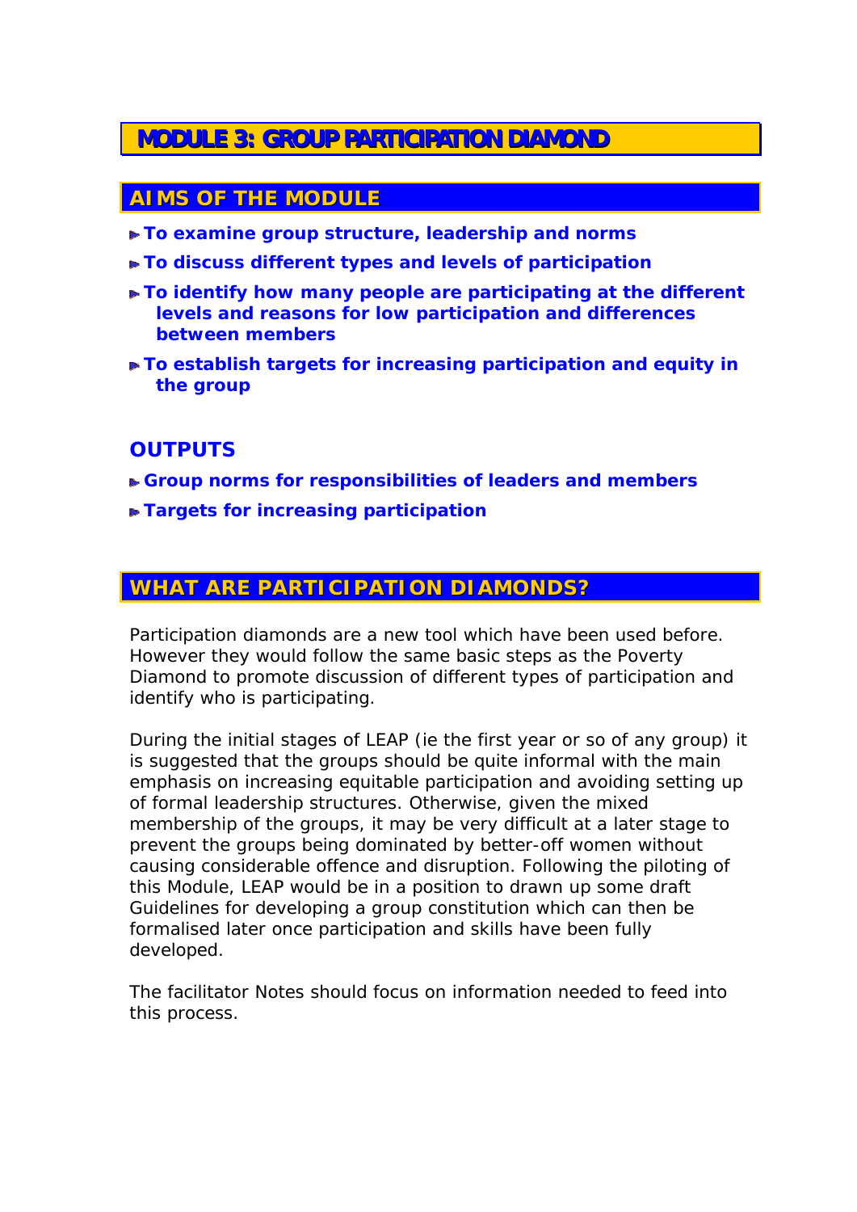# MODULE 3: GROUP PARTICIPATION DIAMOND

## AIMS OF THE MODULE

- **To examine group structure, leadership and norms**
- **To discuss different types and levels of participation**
- **To identify how many people are participating at the different levels and reasons for low participation and differences between members**
- **To establish targets for increasing participation and equity in the group**

## OUTPUTS

- **Group norms for responsibilities of leaders and members**
- **Targets for increasing participation**

## WHAT ARE PARTICIPATION DIAMONDS?

Participation diamonds are a new tool which have been used before. However they would follow the same basic steps as the Poverty Diamond to promote discussion of different types of participation and identify who is participating.

During the initial stages of LEAP (ie the first year or so of any group) it is suggested that the groups should be quite informal with the main emphasis on increasing equitable participation and avoiding setting up of formal leadership structures. Otherwise, given the mixed membership of the groups, it may be very difficult at a later stage to prevent the groups being dominated by better-off women without causing considerable offence and disruption. Following the piloting of this Module, LEAP would be in a position to drawn up some draft Guidelines for developing a group constitution which can then be formalised later once participation and skills have been fully developed.

The facilitator Notes should focus on information needed to feed into this process.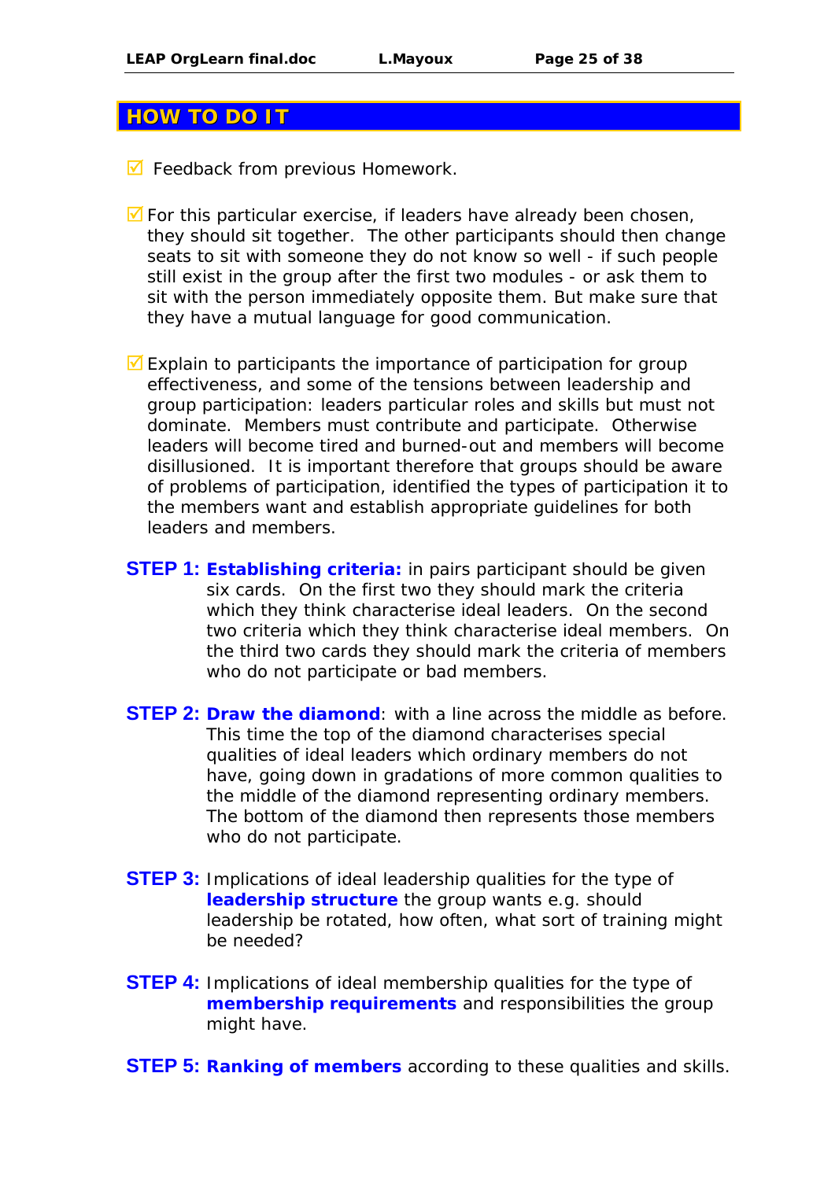## HOW TO DO IT

- ☑ Feedback from previous Homework.

- ☑ For this particular exercise, if leaders have already been chosen, they should sit together. The other participants should then change seats to sit with someone they do not know so well - if such people still exist in the group after the first two modules - or ask them to sit with the person immediately opposite them. But make sure that they have a mutual language for good communication.

- ☑ Explain to participants the importance of participation for group effectiveness, and some of the tensions between leadership and group participation: leaders particular roles and skills but must not dominate. Members must contribute and participate. Otherwise leaders will become tired and burned-out and members will become disillusioned. It is important therefore that groups should be aware of problems of participation, identified the types of participation it to the members want and establish appropriate guidelines for both leaders and members.

**STEP 1: Establishing criteria:** in pairs participant should be given six cards. On the first two they should mark the criteria which they think characterise ideal leaders. On the second two criteria which they think characterise ideal members. On the third two cards they should mark the criteria of members who do not participate or bad members.

**STEP 2: Draw the diamond**: with a line across the middle as before. This time the top of the diamond characterises special qualities of ideal leaders which ordinary members do not have, going down in gradations of more common qualities to the middle of the diamond representing ordinary members. The bottom of the diamond then represents those members who do not participate.

**STEP 3:** Implications of ideal leadership qualities for the type of **leadership structure** the group wants e.g. should leadership be rotated, how often, what sort of training might be needed?

**STEP 4:** Implications of ideal membership qualities for the type of **membership requirements** and responsibilities the group might have.

**STEP 5: Ranking of members** according to these qualities and skills.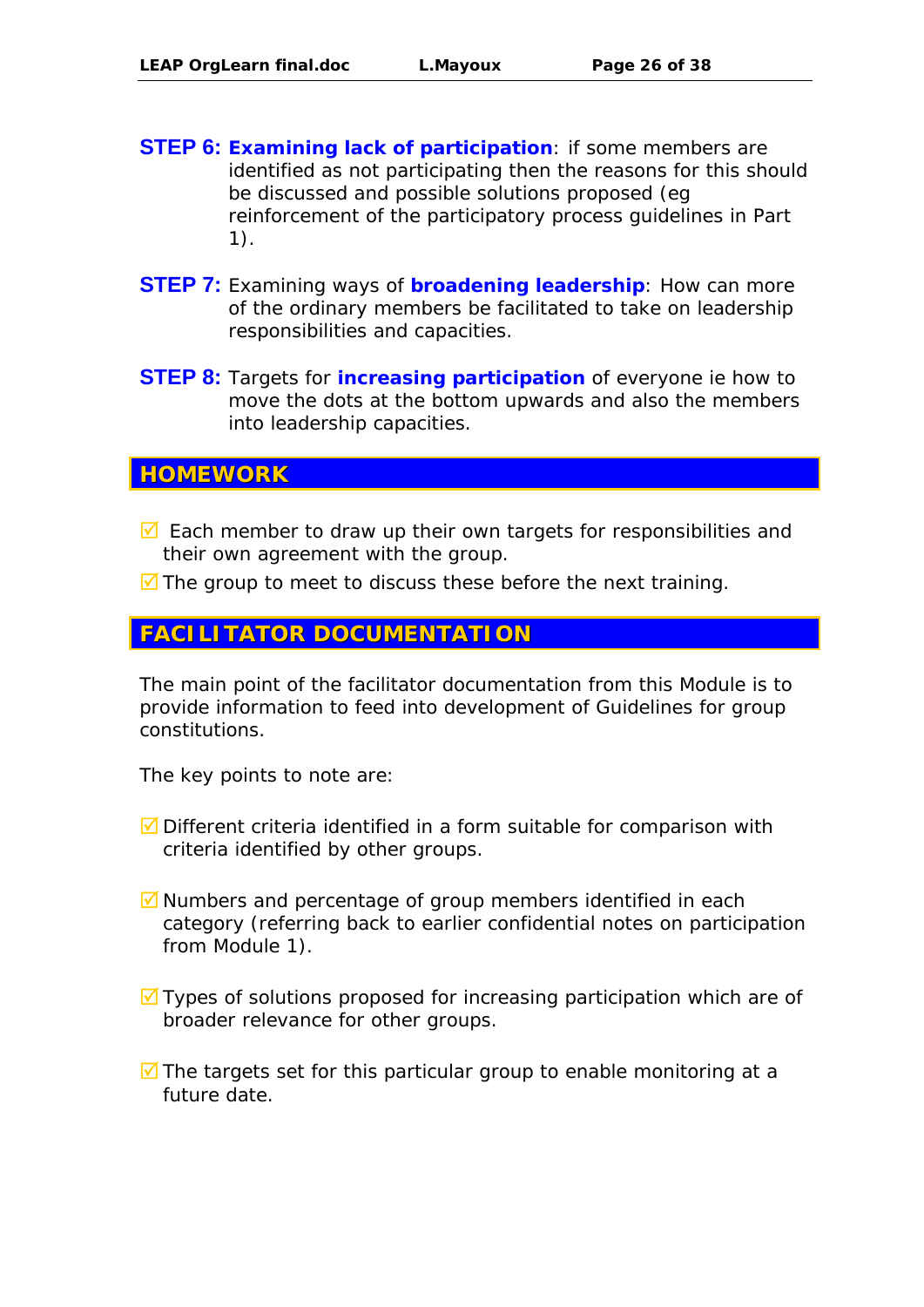**STEP 6:** **Examining lack of participation**: if some members are identified as not participating then the reasons for this should be discussed and possible solutions proposed (eg reinforcement of the participatory process guidelines in Part 1).

**STEP 7:** Examining ways of **broadening leadership**: How can more of the ordinary members be facilitated to take on leadership responsibilities and capacities.

**STEP 8:** Targets for **increasing participation** of everyone ie how to move the dots at the bottom upwards and also the members into leadership capacities.

## HOMEWORK

- ☑ Each member to draw up their own targets for responsibilities and their own agreement with the group.
- ☑ The group to meet to discuss these before the next training.

## FACILITATOR DOCUMENTATION

The main point of the facilitator documentation from this Module is to provide information to feed into development of Guidelines for group constitutions.

The key points to note are:

- ☑ Different criteria identified in a form suitable for comparison with criteria identified by other groups.

- ☑ Numbers and percentage of group members identified in each category (referring back to earlier confidential notes on participation from Module 1).

- ☑ Types of solutions proposed for increasing participation which are of broader relevance for other groups.

- ☑ The targets set for this particular group to enable monitoring at a future date.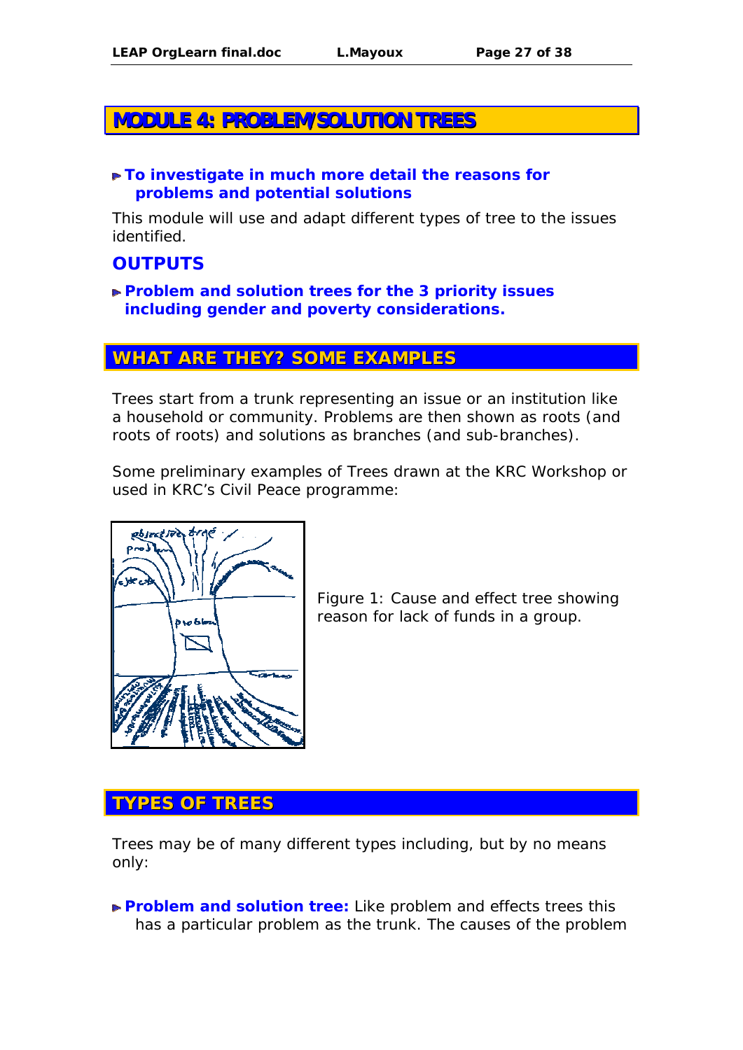# MODULE 4: PROBLEM/SOLUTION TREES

- **To investigate in much more detail the reasons for problems and potential solutions**

This module will use and adapt different types of tree to the issues identified.

## OUTPUTS

- **Problem and solution trees for the 3 priority issues including gender and poverty considerations.**

## WHAT ARE THEY? SOME EXAMPLES

Trees start from a trunk representing an issue or an institution like a household or community. Problems are then shown as roots (and roots of roots) and solutions as branches (and sub-branches).

Some preliminary examples of Trees drawn at the KRC Workshop or used in KRC's Civil Peace programme:

Figure 1: Cause and effect tree showing reason for lack of funds in a group.

## TYPES OF TREES

Trees may be of many different types including, but by no means only:

- **Problem and solution tree:** Like problem and effects trees this has a particular problem as the trunk. The causes of the problem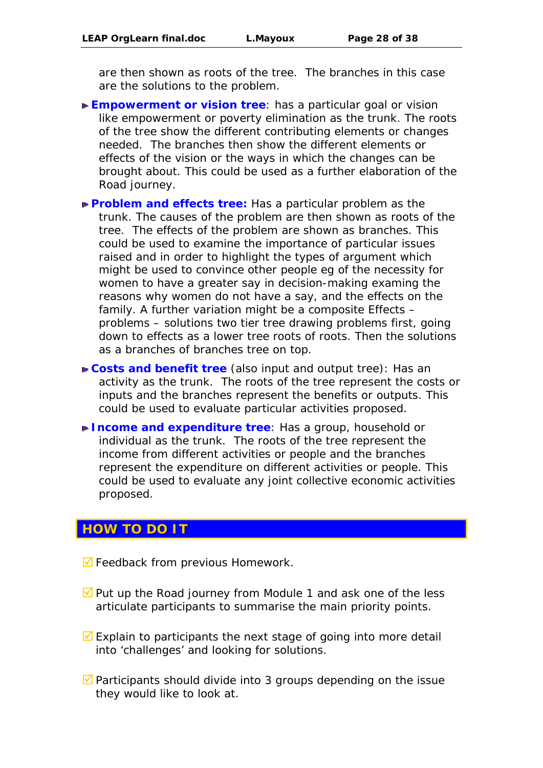are then shown as roots of the tree. The branches in this case are the solutions to the problem.

- **Empowerment or vision tree**: has a particular goal or vision like empowerment or poverty elimination as the trunk. The roots of the tree show the different contributing elements or changes needed. The branches then show the different elements or effects of the vision or the ways in which the changes can be brought about. This could be used as a further elaboration of the Road journey.
- **Problem and effects tree:** Has a particular problem as the trunk. The causes of the problem are then shown as roots of the tree. The effects of the problem are shown as branches. This could be used to examine the importance of particular issues raised and in order to highlight the types of argument which might be used to convince other people eg of the necessity for women to have a greater say in decision-making examing the reasons why women do not have a say, and the effects on the family. A further variation might be a composite Effects – problems – solutions two tier tree drawing problems first, going down to effects as a lower tree roots of roots. Then the solutions as a branches of branches tree on top.
- **Costs and benefit tree** (also input and output tree): Has an activity as the trunk. The roots of the tree represent the costs or inputs and the branches represent the benefits or outputs. This could be used to evaluate particular activities proposed.
- **Income and expenditure tree**: Has a group, household or individual as the trunk. The roots of the tree represent the income from different activities or people and the branches represent the expenditure on different activities or people. This could be used to evaluate any joint collective economic activities proposed.

## HOW TO DO IT

- ☑ Feedback from previous Homework.
- ☑ Put up the Road journey from Module 1 and ask one of the less articulate participants to summarise the main priority points.
- ☑ Explain to participants the next stage of going into more detail into 'challenges' and looking for solutions.
- ☑ Participants should divide into 3 groups depending on the issue they would like to look at.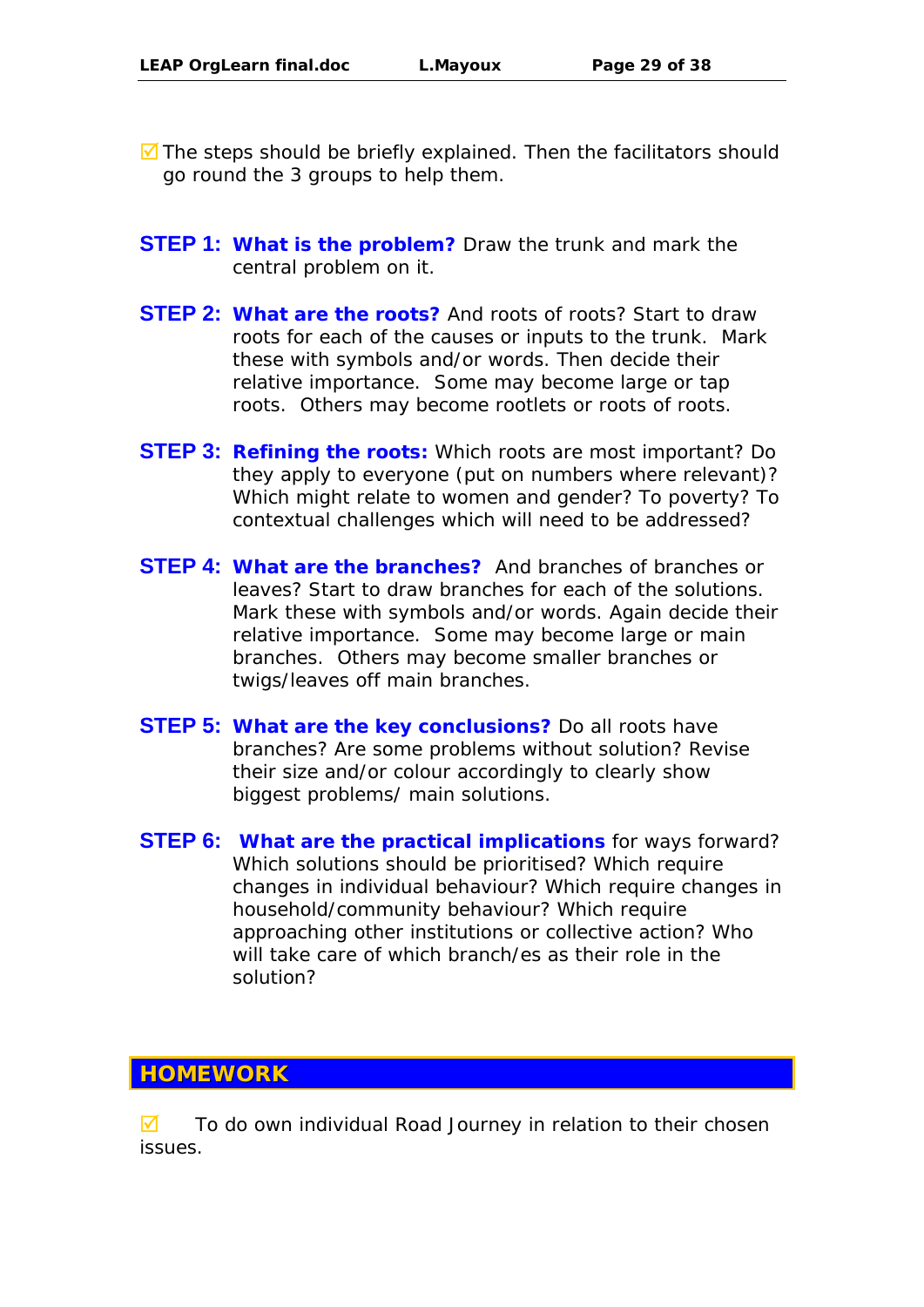☑ The steps should be briefly explained. Then the facilitators should go round the 3 groups to help them.

**STEP 1: What is the problem?** Draw the trunk and mark the central problem on it.

**STEP 2: What are the roots?** And roots of roots? Start to draw roots for each of the causes or inputs to the trunk. Mark these with symbols and/or words. Then decide their relative importance. Some may become large or tap roots. Others may become rootlets or roots of roots.

**STEP 3: Refining the roots:** Which roots are most important? Do they apply to everyone (put on numbers where relevant)? Which might relate to women and gender? To poverty? To contextual challenges which will need to be addressed?

**STEP 4: What are the branches?** And branches of branches or leaves? Start to draw branches for each of the solutions. Mark these with symbols and/or words. Again decide their relative importance. Some may become large or main branches. Others may become smaller branches or twigs/leaves off main branches.

**STEP 5: What are the key conclusions?** Do all roots have branches? Are some problems without solution? Revise their size and/or colour accordingly to clearly show biggest problems/ main solutions.

**STEP 6: What are the practical implications** for ways forward? Which solutions should be prioritised? Which require changes in individual behaviour? Which require changes in household/community behaviour? Which require approaching other institutions or collective action? Who will take care of which branch/es as their role in the solution?

## HOMEWORK

☑ To do own individual Road Journey in relation to their chosen issues.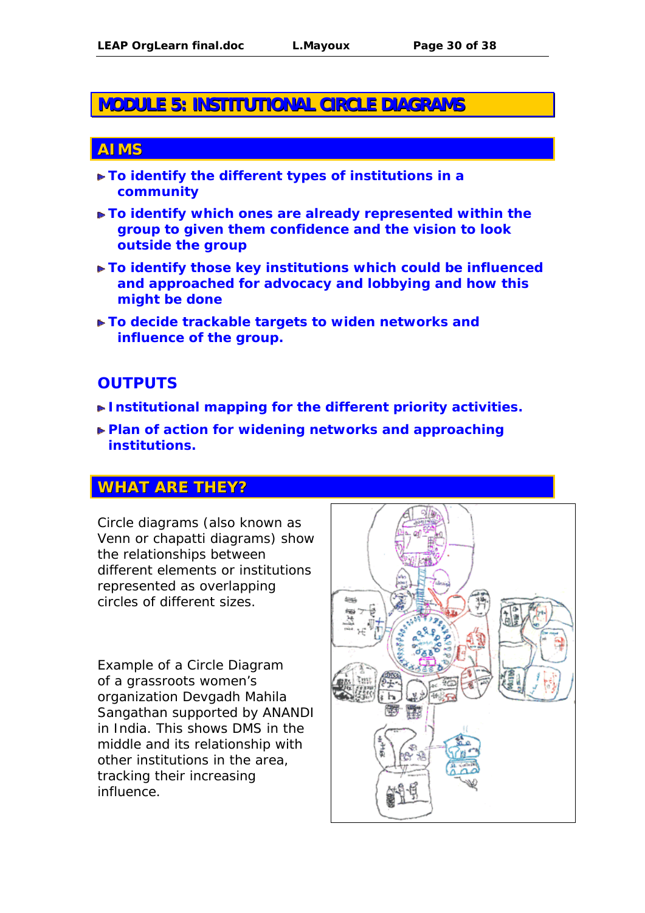# MODULE 5: INSTITUTIONAL CIRCLE DIAGRAMS

## AIMS

- **To identify the different types of institutions in a community**
- **To identify which ones are already represented within the group to given them confidence and the vision to look outside the group**
- **To identify those key institutions which could be influenced and approached for advocacy and lobbying and how this might be done**
- **To decide trackable targets to widen networks and influence of the group.**

## OUTPUTS

- **Institutional mapping for the different priority activities.**
- **Plan of action for widening networks and approaching institutions.**

## WHAT ARE THEY?

Circle diagrams (also known as Venn or chapatti diagrams) show the relationships between different elements or institutions represented as overlapping circles of different sizes.

Example of a Circle Diagram of a grassroots women's organization Devgadh Mahila Sangathan supported by ANANDI in India. This shows DMS in the middle and its relationship with other institutions in the area, tracking their increasing influence.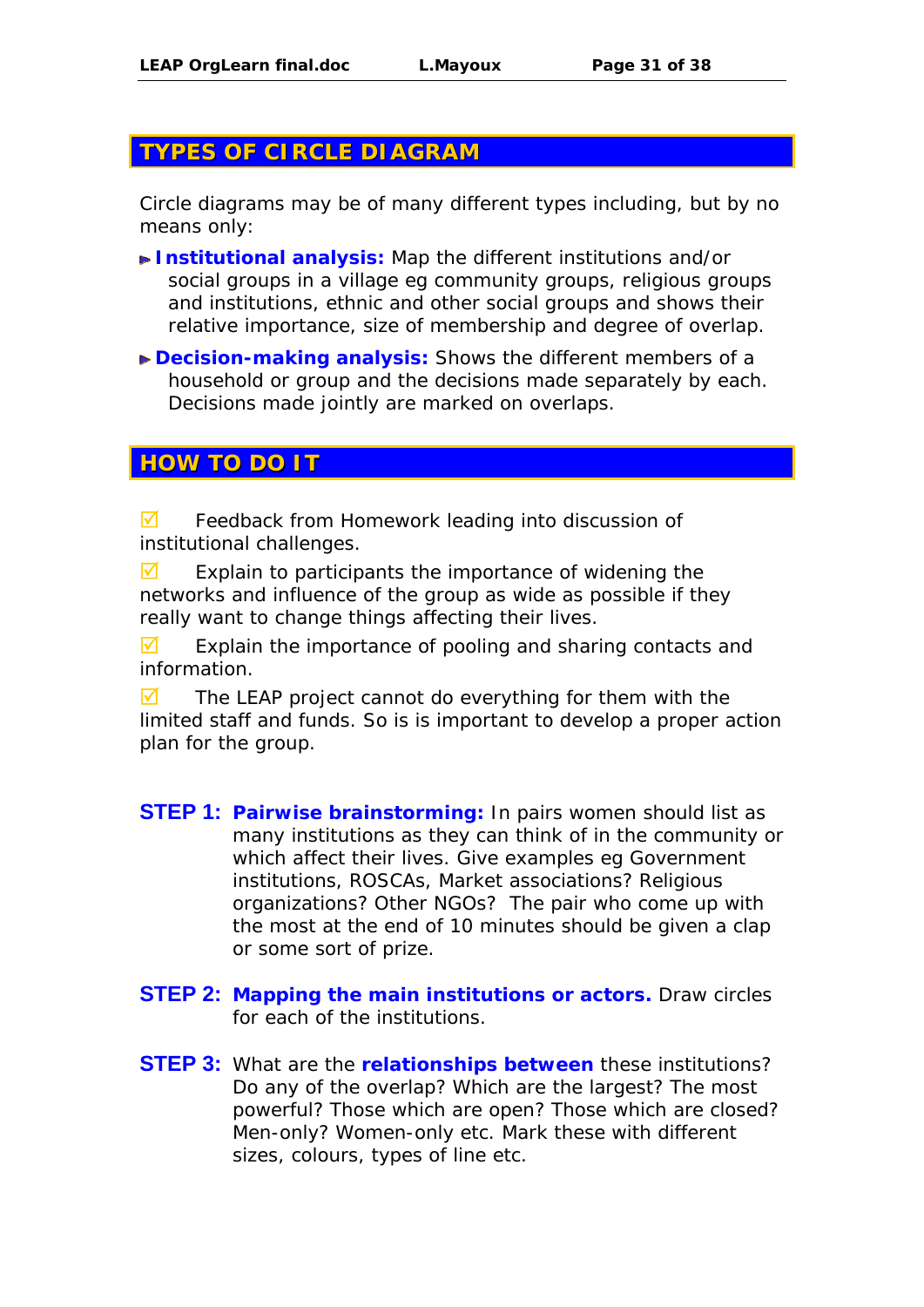## TYPES OF CIRCLE DIAGRAM

Circle diagrams may be of many different types including, but by no means only:

- **Institutional analysis:** Map the different institutions and/or social groups in a village eg community groups, religious groups and institutions, ethnic and other social groups and shows their relative importance, size of membership and degree of overlap.
- **Decision-making analysis:** Shows the different members of a household or group and the decisions made separately by each. Decisions made jointly are marked on overlaps.

## HOW TO DO IT

☑ Feedback from Homework leading into discussion of institutional challenges.

☑ Explain to participants the importance of widening the networks and influence of the group as wide as possible if they really want to change things affecting their lives.

☑ Explain the importance of pooling and sharing contacts and information.

☑ The LEAP project cannot do everything for them with the limited staff and funds. So is is important to develop a proper action plan for the group.

**STEP 1:** **Pairwise brainstorming:** In pairs women should list as many institutions as they can think of in the community or which affect their lives. Give examples eg Government institutions, ROSCAs, Market associations? Religious organizations? Other NGOs? The pair who come up with the most at the end of 10 minutes should be given a clap or some sort of prize.

**STEP 2:** **Mapping the main institutions or actors.** Draw circles for each of the institutions.

**STEP 3:** What are the **relationships between** these institutions? Do any of the overlap? Which are the largest? The most powerful? Those which are open? Those which are closed? Men-only? Women-only etc. Mark these with different sizes, colours, types of line etc.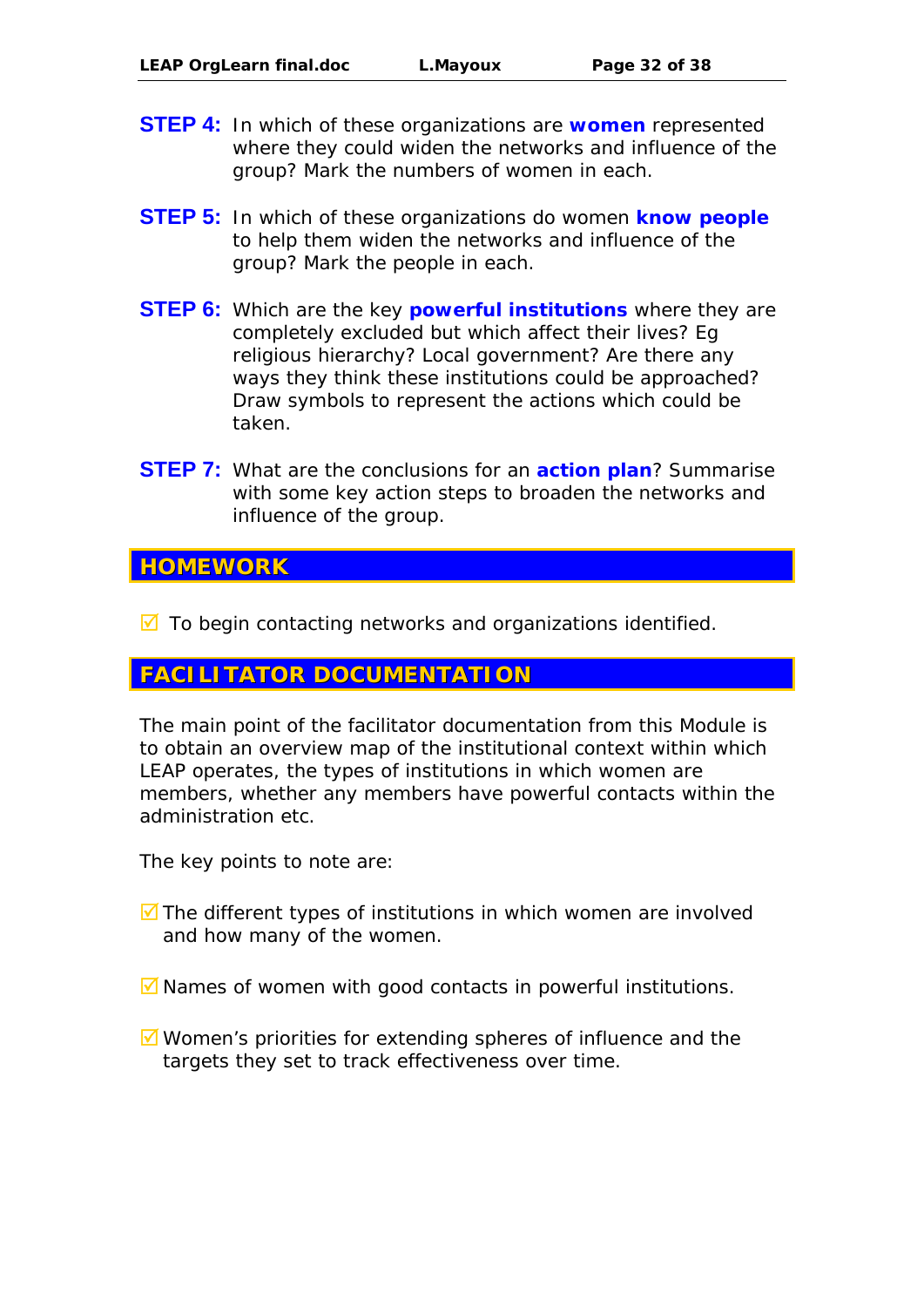**STEP 4:** In which of these organizations are **women** represented where they could widen the networks and influence of the group? Mark the numbers of women in each.

**STEP 5:** In which of these organizations do women **know people** to help them widen the networks and influence of the group? Mark the people in each.

**STEP 6:** Which are the key **powerful institutions** where they are completely excluded but which affect their lives? Eg religious hierarchy? Local government? Are there any ways they think these institutions could be approached? Draw symbols to represent the actions which could be taken.

**STEP 7:** What are the conclusions for an **action plan**? Summarise with some key action steps to broaden the networks and influence of the group.

## HOMEWORK

- ☑ To begin contacting networks and organizations identified.

## FACILITATOR DOCUMENTATION

The main point of the facilitator documentation from this Module is to obtain an overview map of the institutional context within which LEAP operates, the types of institutions in which women are members, whether any members have powerful contacts within the administration etc.

The key points to note are:

- ☑ The different types of institutions in which women are involved and how many of the women.
- ☑ Names of women with good contacts in powerful institutions.
- ☑ Women's priorities for extending spheres of influence and the targets they set to track effectiveness over time.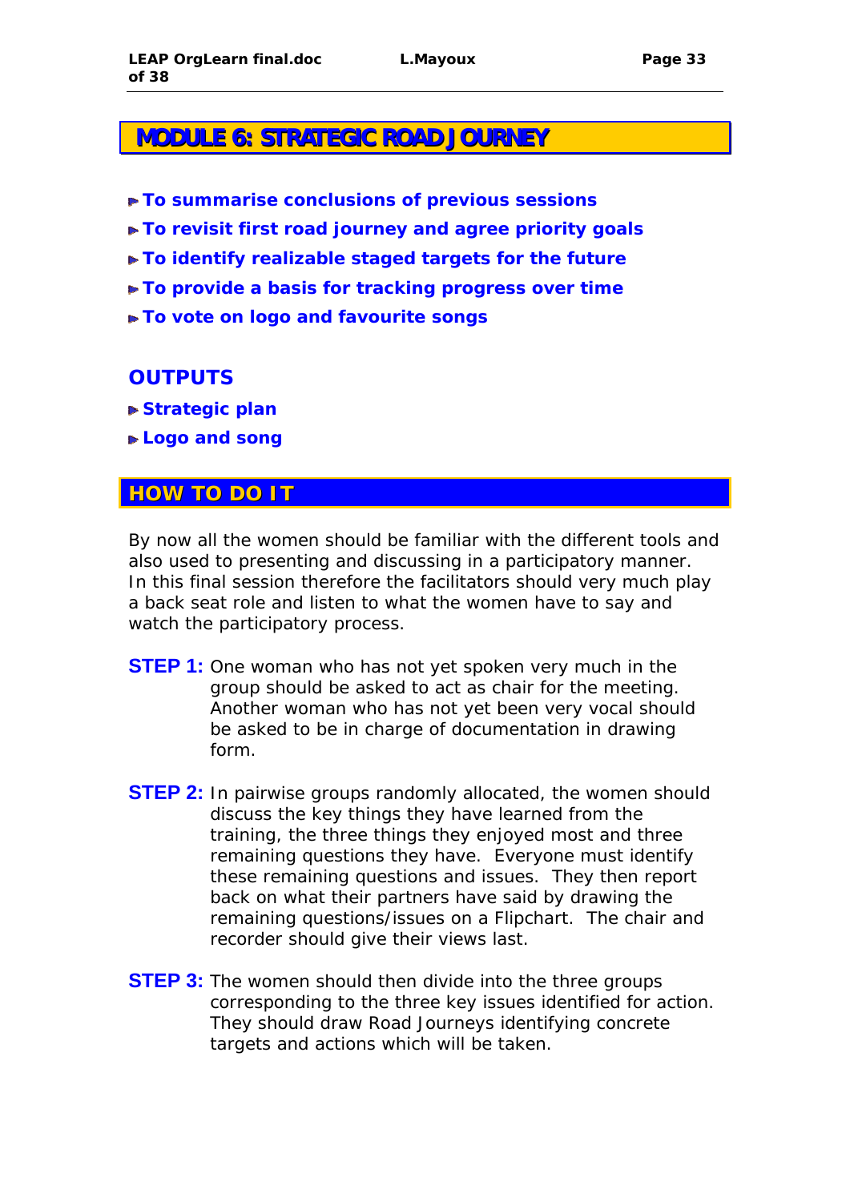# MODULE 6: STRATEGIC ROAD JOURNEY

- **To summarise conclusions of previous sessions**
- **To revisit first road journey and agree priority goals**
- **To identify realizable staged targets for the future**
- **To provide a basis for tracking progress over time**
- **To vote on logo and favourite songs**

## OUTPUTS

- **Strategic plan**
- **Logo and song**

## HOW TO DO IT

By now all the women should be familiar with the different tools and also used to presenting and discussing in a participatory manner. In this final session therefore the facilitators should very much play a back seat role and listen to what the women have to say and watch the participatory process.

**STEP 1:** One woman who has not yet spoken very much in the group should be asked to act as chair for the meeting. Another woman who has not yet been very vocal should be asked to be in charge of documentation in drawing form.

**STEP 2:** In pairwise groups randomly allocated, the women should discuss the key things they have learned from the training, the three things they enjoyed most and three remaining questions they have. Everyone must identify these remaining questions and issues. They then report back on what their partners have said by drawing the remaining questions/issues on a Flipchart. The chair and recorder should give their views last.

**STEP 3:** The women should then divide into the three groups corresponding to the three key issues identified for action. They should draw Road Journeys identifying concrete targets and actions which will be taken.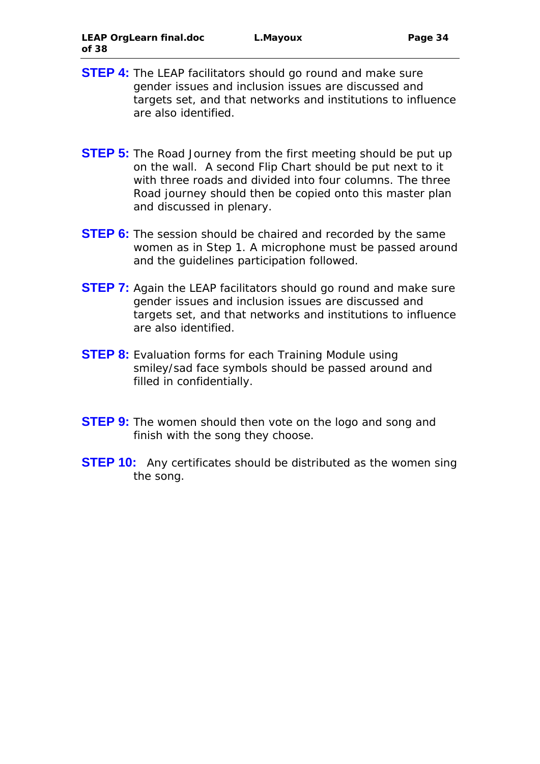**STEP 4:** The LEAP facilitators should go round and make sure gender issues and inclusion issues are discussed and targets set, and that networks and institutions to influence are also identified.

**STEP 5:** The Road Journey from the first meeting should be put up on the wall. A second Flip Chart should be put next to it with three roads and divided into four columns. The three Road journey should then be copied onto this master plan and discussed in plenary.

**STEP 6:** The session should be chaired and recorded by the same women as in Step 1. A microphone must be passed around and the guidelines participation followed.

**STEP 7:** Again the LEAP facilitators should go round and make sure gender issues and inclusion issues are discussed and targets set, and that networks and institutions to influence are also identified.

**STEP 8:** Evaluation forms for each Training Module using smiley/sad face symbols should be passed around and filled in confidentially.

**STEP 9:** The women should then vote on the logo and song and finish with the song they choose.

**STEP 10:** Any certificates should be distributed as the women sing the song.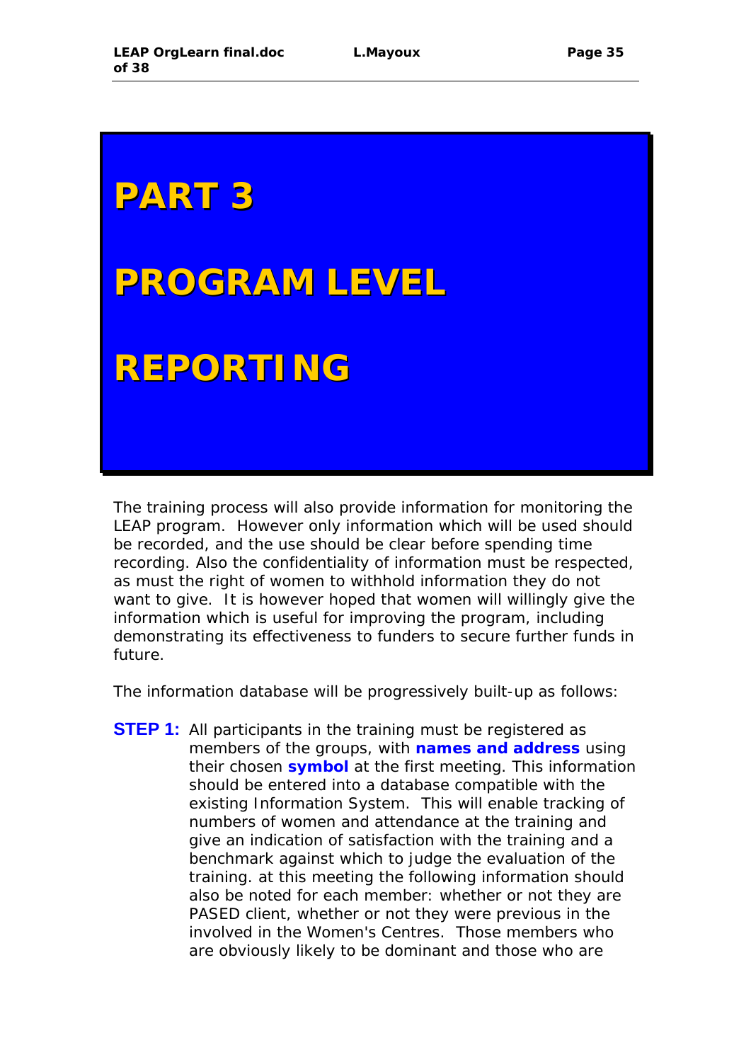# PART 3

# PROGRAM LEVEL

# REPORTING

The training process will also provide information for monitoring the LEAP program. However only information which will be used should be recorded, and the use should be clear before spending time recording. Also the confidentiality of information must be respected, as must the right of women to withhold information they do not want to give. It is however hoped that women will willingly give the information which is useful for improving the program, including demonstrating its effectiveness to funders to secure further funds in future.

The information database will be progressively built-up as follows:

**STEP 1:** All participants in the training must be registered as members of the groups, with **names and address** using their chosen **symbol** at the first meeting. This information should be entered into a database compatible with the existing Information System. This will enable tracking of numbers of women and attendance at the training and give an indication of satisfaction with the training and a benchmark against which to judge the evaluation of the training. at this meeting the following information should also be noted for each member: whether or not they are PASED client, whether or not they were previous in the involved in the Women's Centres. Those members who are obviously likely to be dominant and those who are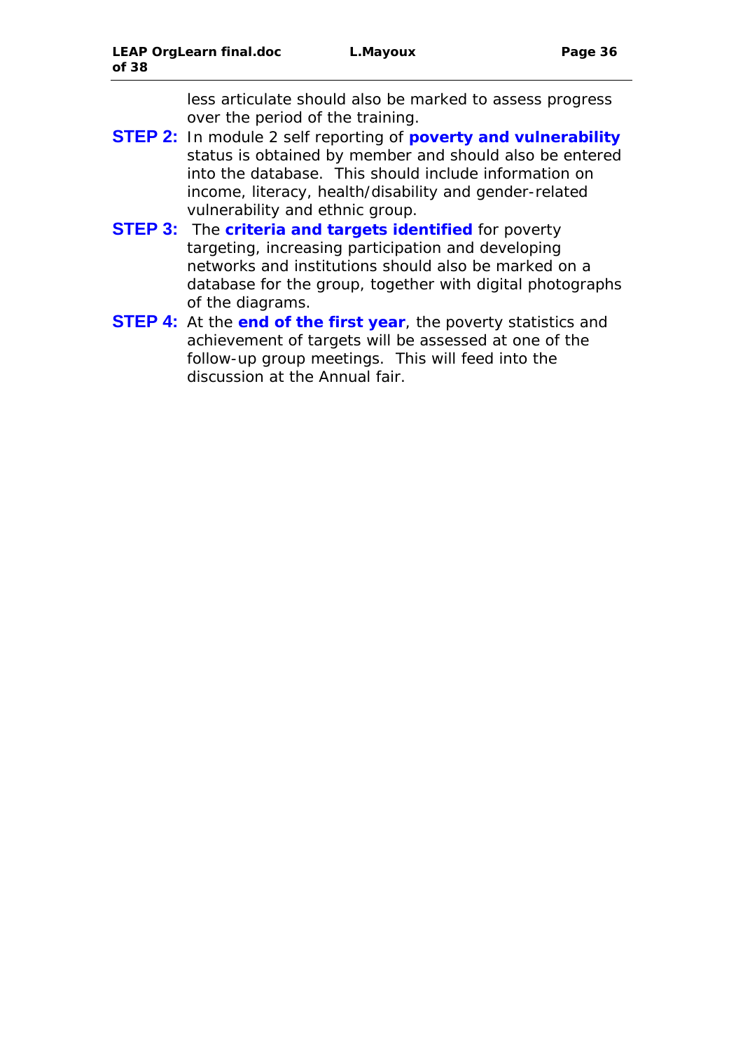less articulate should also be marked to assess progress over the period of the training.

**STEP 2:** In module 2 self reporting of **poverty and vulnerability** status is obtained by member and should also be entered into the database. This should include information on income, literacy, health/disability and gender-related vulnerability and ethnic group.

**STEP 3:** The **criteria and targets identified** for poverty targeting, increasing participation and developing networks and institutions should also be marked on a database for the group, together with digital photographs of the diagrams.

**STEP 4:** At the **end of the first year**, the poverty statistics and achievement of targets will be assessed at one of the follow-up group meetings. This will feed into the discussion at the Annual fair.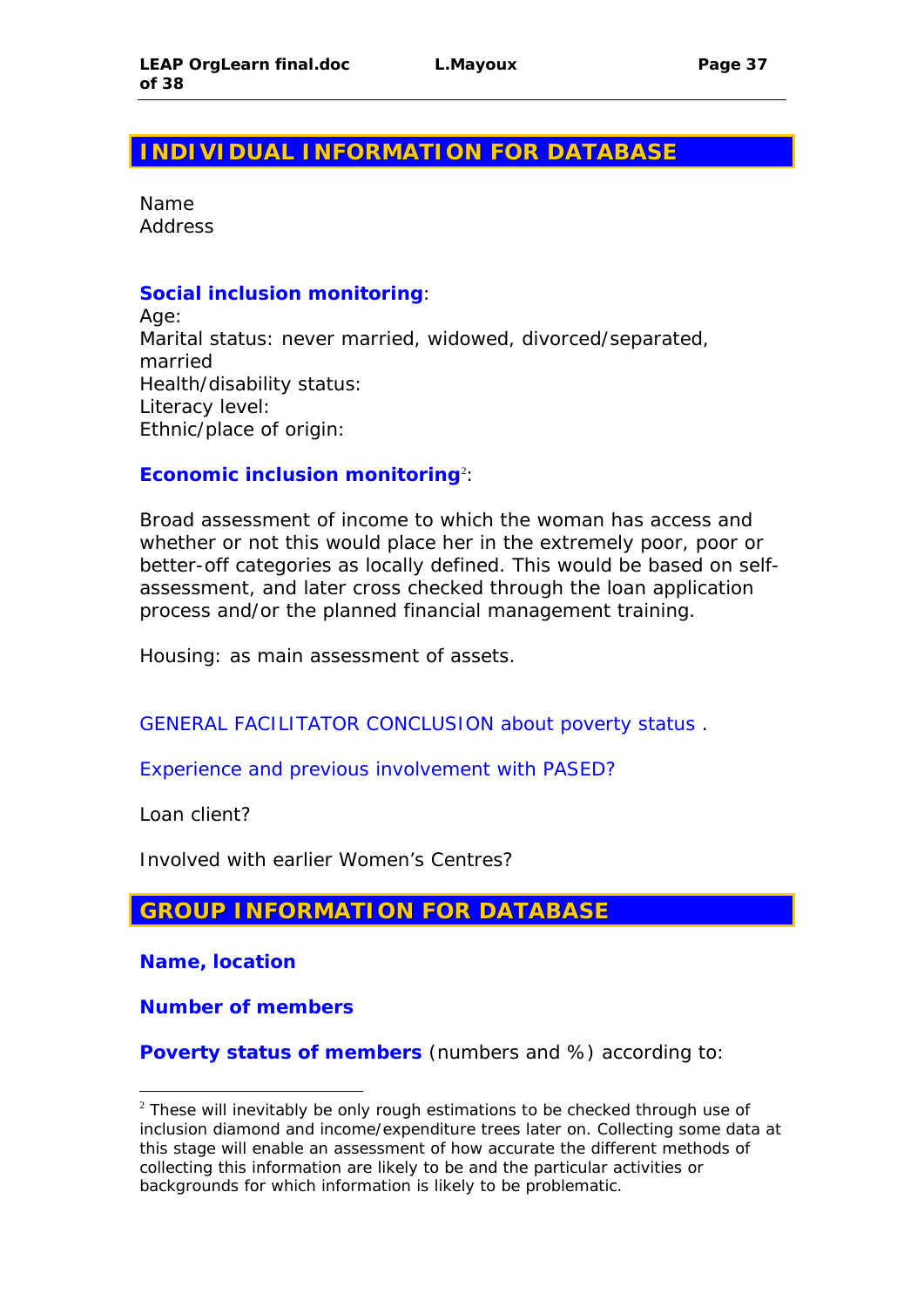## INDIVIDUAL INFORMATION FOR DATABASE

Name
Address

**Social inclusion monitoring**:
Age:
Marital status: never married, widowed, divorced/separated, married
Health/disability status:
Literacy level:
Ethnic/place of origin:

**Economic inclusion monitoring**[2]:

Broad assessment of income to which the woman has access and whether or not this would place her in the extremely poor, poor or better-off categories as locally defined. This would be based on self-assessment, and later cross checked through the loan application process and/or the planned financial management training.

Housing: as main assessment of assets.

GENERAL FACILITATOR CONCLUSION about poverty status .

Experience and previous involvement with PASED?

Loan client?

Involved with earlier Women's Centres?

## GROUP INFORMATION FOR DATABASE

**Name, location**

**Number of members**

**Poverty status of members** (numbers and %) according to:

[2] These will inevitably be only rough estimations to be checked through use of inclusion diamond and income/expenditure trees later on. Collecting some data at this stage will enable an assessment of how accurate the different methods of collecting this information are likely to be and the particular activities or backgrounds for which information is likely to be problematic.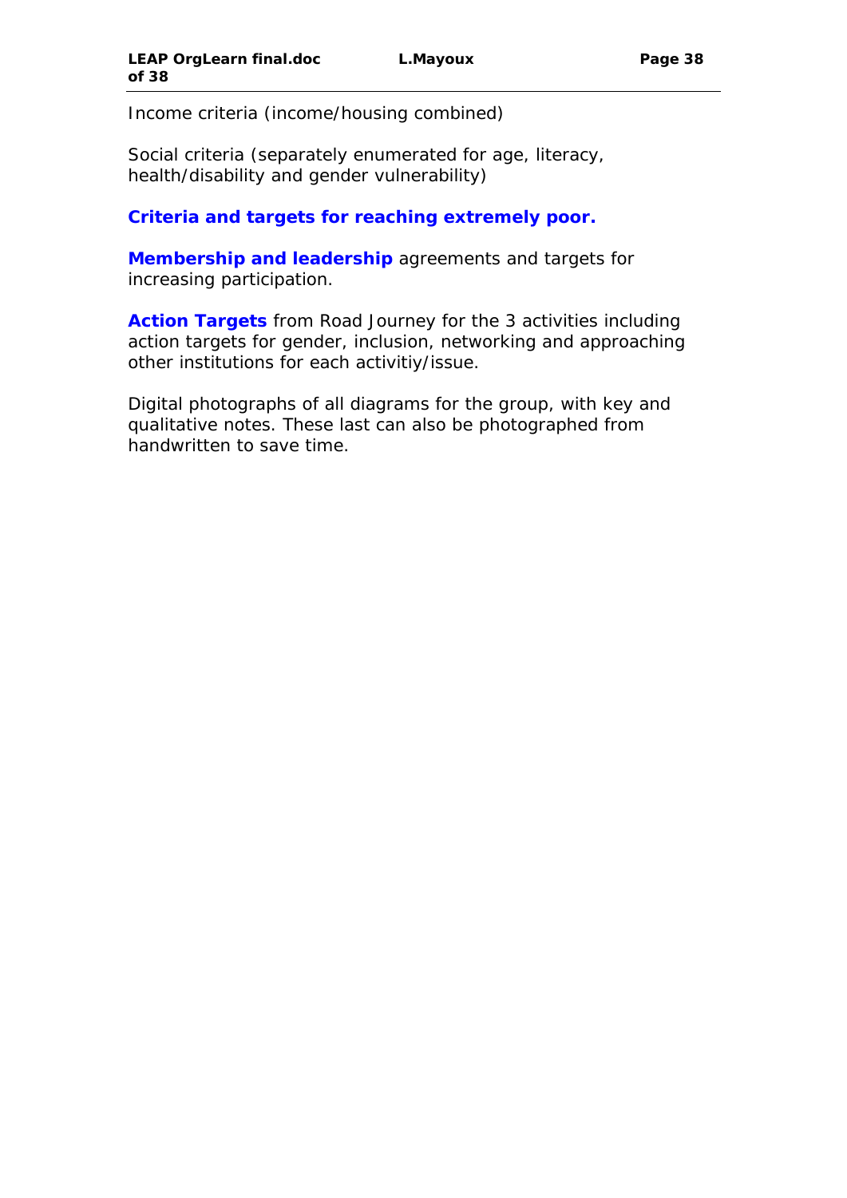Income criteria (income/housing combined)

Social criteria (separately enumerated for age, literacy, health/disability and gender vulnerability)

**Criteria and targets for reaching extremely poor.**

**Membership and leadership** agreements and targets for increasing participation.

**Action Targets** from Road Journey for the 3 activities including action targets for gender, inclusion, networking and approaching other institutions for each activitiy/issue.

Digital photographs of all diagrams for the group, with key and qualitative notes. These last can also be photographed from handwritten to save time.